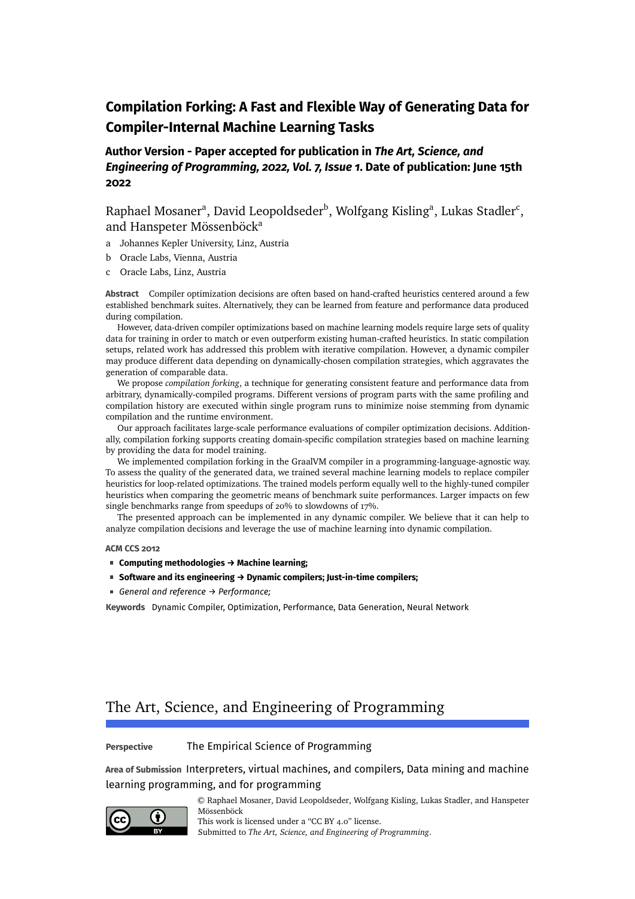# Compilation Forking: A Fast and Flexible Way of Generating Data for Compiler-Internal Machine Learning Tasks

## Author Version - Paper accepted for publication in *The Art, Science, and Engineering of Programming, 2022, Vol. 7, Issue 1*. Date of publication: June 15th 2022

Raphael Mosaner[a], David Leopoldseder[b], Wolfgang Kisling[a], Lukas Stadler[c], and Hanspeter Mössenböck[a]

a Johannes Kepler University, Linz, Austria

b Oracle Labs, Vienna, Austria

c Oracle Labs, Linz, Austria

**Abstract** Compiler optimization decisions are often based on hand-crafted heuristics centered around a few established benchmark suites. Alternatively, they can be learned from feature and performance data produced during compilation.

However, data-driven compiler optimizations based on machine learning models require large sets of quality data for training in order to match or even outperform existing human-crafted heuristics. In static compilation setups, related work has addressed this problem with iterative compilation. However, a dynamic compiler may produce different data depending on dynamically-chosen compilation strategies, which aggravates the generation of comparable data.

We propose *compilation forking*, a technique for generating consistent feature and performance data from arbitrary, dynamically-compiled programs. Different versions of program parts with the same profiling and compilation history are executed within single program runs to minimize noise stemming from dynamic compilation and the runtime environment.

Our approach facilitates large-scale performance evaluations of compiler optimization decisions. Additionally, compilation forking supports creating domain-specific compilation strategies based on machine learning by providing the data for model training.

We implemented compilation forking in the GraalVM compiler in a programming-language-agnostic way. To assess the quality of the generated data, we trained several machine learning models to replace compiler heuristics for loop-related optimizations. The trained models perform equally well to the highly-tuned compiler heuristics when comparing the geometric means of benchmark suite performances. Larger impacts on few single benchmarks range from speedups of 20% to slowdowns of 17%.

The presented approach can be implemented in any dynamic compiler. We believe that it can help to analyze compilation decisions and leverage the use of machine learning into dynamic compilation.

**ACM CCS 2012**

- **Computing methodologies → Machine learning;**
- **Software and its engineering → Dynamic compilers; Just-in-time compilers;**
- *General and reference → Performance;*

**Keywords** Dynamic Compiler, Optimization, Performance, Data Generation, Neural Network

## The Art, Science, and Engineering of Programming

**Perspective** The Empirical Science of Programming

**Area of Submission** Interpreters, virtual machines, and compilers, Data mining and machine learning programming, and for programming

© Raphael Mosaner, David Leopoldseder, Wolfgang Kisling, Lukas Stadler, and Hanspeter Mössenböck

This work is licensed under a "CC BY 4.0" license.

Submitted to *The Art, Science, and Engineering of Programming*.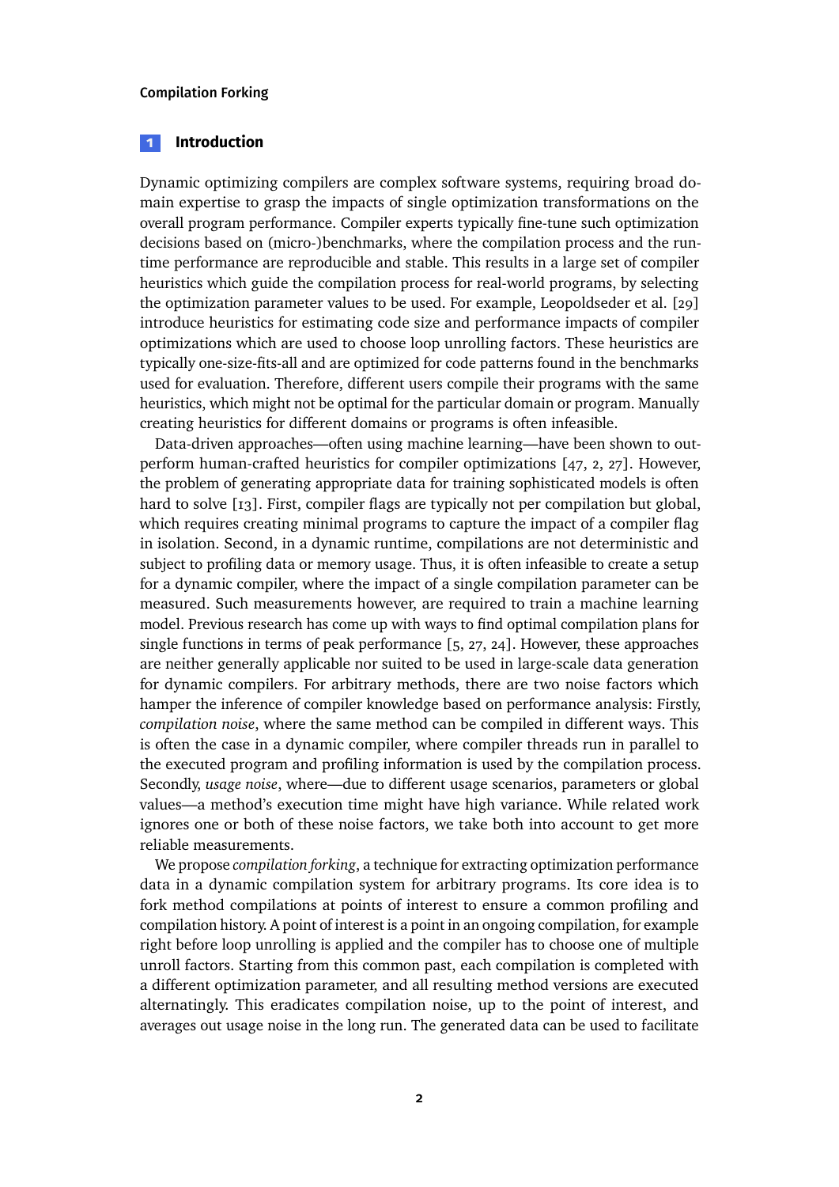## 1 Introduction

Dynamic optimizing compilers are complex software systems, requiring broad domain expertise to grasp the impacts of single optimization transformations on the overall program performance. Compiler experts typically fine-tune such optimization decisions based on (micro-)benchmarks, where the compilation process and the runtime performance are reproducible and stable. This results in a large set of compiler heuristics which guide the compilation process for real-world programs, by selecting the optimization parameter values to be used. For example, Leopoldseder et al. [29] introduce heuristics for estimating code size and performance impacts of compiler optimizations which are used to choose loop unrolling factors. These heuristics are typically one-size-fits-all and are optimized for code patterns found in the benchmarks used for evaluation. Therefore, different users compile their programs with the same heuristics, which might not be optimal for the particular domain or program. Manually creating heuristics for different domains or programs is often infeasible.

Data-driven approaches—often using machine learning—have been shown to outperform human-crafted heuristics for compiler optimizations [47, 2, 27]. However, the problem of generating appropriate data for training sophisticated models is often hard to solve [13]. First, compiler flags are typically not per compilation but global, which requires creating minimal programs to capture the impact of a compiler flag in isolation. Second, in a dynamic runtime, compilations are not deterministic and subject to profiling data or memory usage. Thus, it is often infeasible to create a setup for a dynamic compiler, where the impact of a single compilation parameter can be measured. Such measurements however, are required to train a machine learning model. Previous research has come up with ways to find optimal compilation plans for single functions in terms of peak performance [5, 27, 24]. However, these approaches are neither generally applicable nor suited to be used in large-scale data generation for dynamic compilers. For arbitrary methods, there are two noise factors which hamper the inference of compiler knowledge based on performance analysis: Firstly, *compilation noise*, where the same method can be compiled in different ways. This is often the case in a dynamic compiler, where compiler threads run in parallel to the executed program and profiling information is used by the compilation process. Secondly, *usage noise*, where—due to different usage scenarios, parameters or global values—a method's execution time might have high variance. While related work ignores one or both of these noise factors, we take both into account to get more reliable measurements.

We propose *compilation forking*, a technique for extracting optimization performance data in a dynamic compilation system for arbitrary programs. Its core idea is to fork method compilations at points of interest to ensure a common profiling and compilation history. A point of interest is a point in an ongoing compilation, for example right before loop unrolling is applied and the compiler has to choose one of multiple unroll factors. Starting from this common past, each compilation is completed with a different optimization parameter, and all resulting method versions are executed alternatingly. This eradicates compilation noise, up to the point of interest, and averages out usage noise in the long run. The generated data can be used to facilitate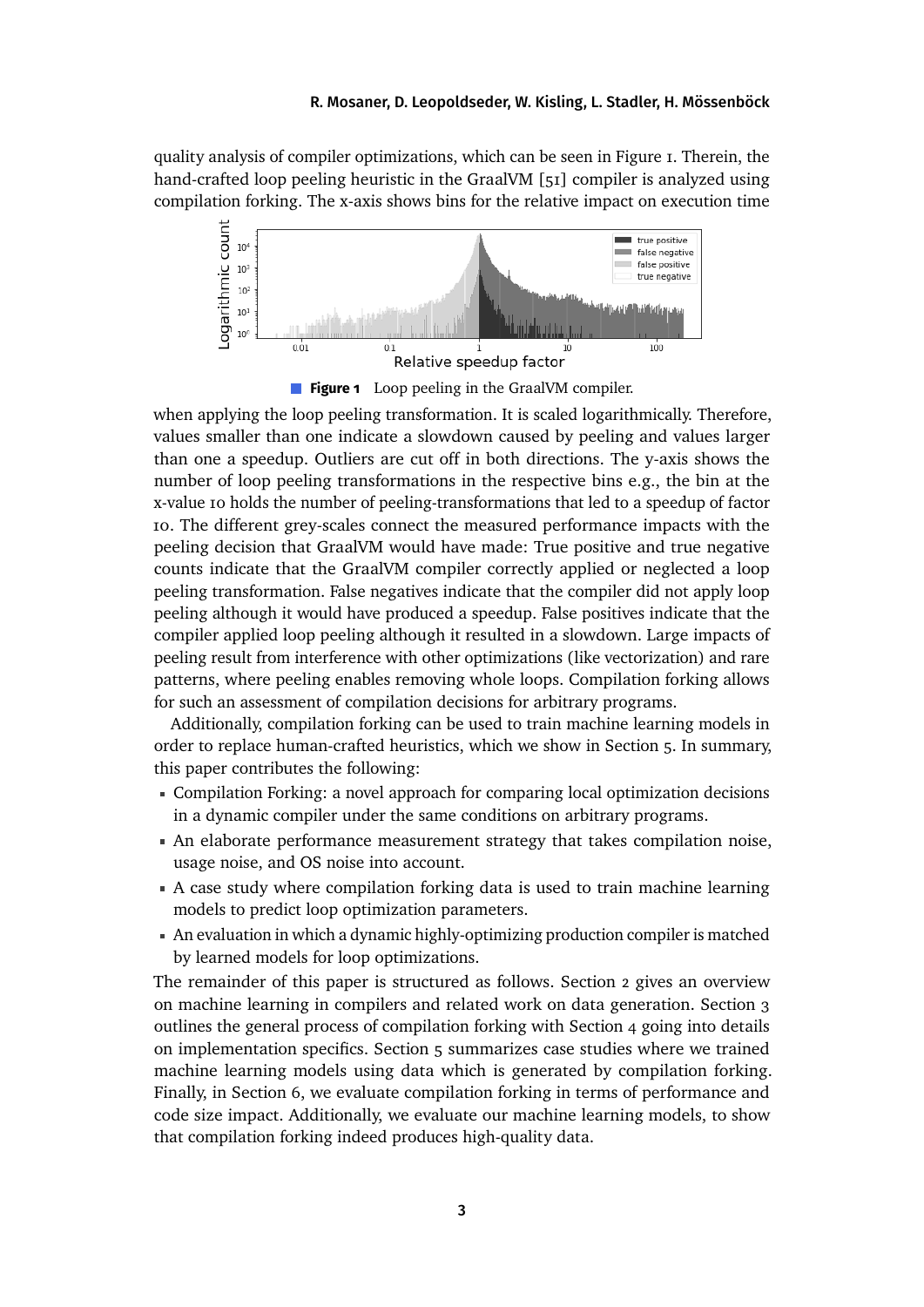quality analysis of compiler optimizations, which can be seen in Figure 1. Therein, the hand-crafted loop peeling heuristic in the GraalVM [51] compiler is analyzed using compilation forking. The x-axis shows bins for the relative impact on execution time

**Figure 1** Loop peeling in the GraalVM compiler.

when applying the loop peeling transformation. It is scaled logarithmically. Therefore, values smaller than one indicate a slowdown caused by peeling and values larger than one a speedup. Outliers are cut off in both directions. The y-axis shows the number of loop peeling transformations in the respective bins e.g., the bin at the x-value 10 holds the number of peeling-transformations that led to a speedup of factor 10. The different grey-scales connect the measured performance impacts with the peeling decision that GraalVM would have made: True positive and true negative counts indicate that the GraalVM compiler correctly applied or neglected a loop peeling transformation. False negatives indicate that the compiler did not apply loop peeling although it would have produced a speedup. False positives indicate that the compiler applied loop peeling although it resulted in a slowdown. Large impacts of peeling result from interference with other optimizations (like vectorization) and rare patterns, where peeling enables removing whole loops. Compilation forking allows for such an assessment of compilation decisions for arbitrary programs.

Additionally, compilation forking can be used to train machine learning models in order to replace human-crafted heuristics, which we show in Section 5. In summary, this paper contributes the following:

- Compilation Forking: a novel approach for comparing local optimization decisions in a dynamic compiler under the same conditions on arbitrary programs.
- An elaborate performance measurement strategy that takes compilation noise, usage noise, and OS noise into account.
- A case study where compilation forking data is used to train machine learning models to predict loop optimization parameters.
- An evaluation in which a dynamic highly-optimizing production compiler is matched by learned models for loop optimizations.

The remainder of this paper is structured as follows. Section 2 gives an overview on machine learning in compilers and related work on data generation. Section 3 outlines the general process of compilation forking with Section 4 going into details on implementation specifics. Section 5 summarizes case studies where we trained machine learning models using data which is generated by compilation forking. Finally, in Section 6, we evaluate compilation forking in terms of performance and code size impact. Additionally, we evaluate our machine learning models, to show that compilation forking indeed produces high-quality data.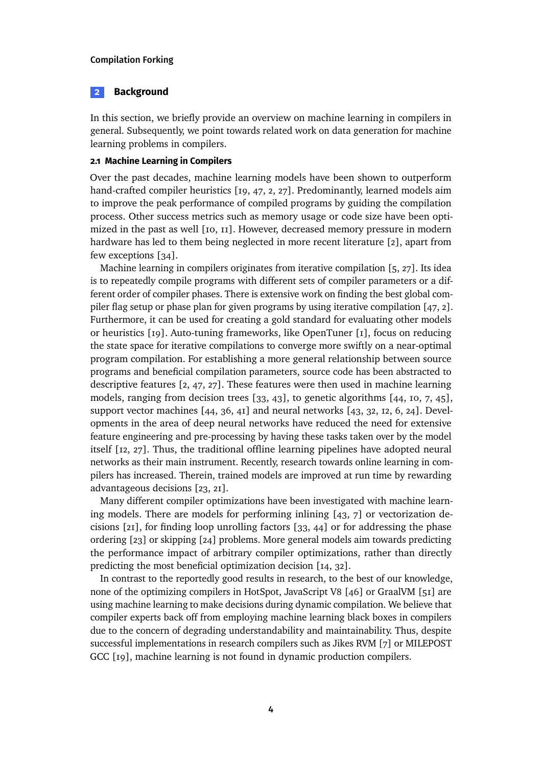## 2 Background

In this section, we briefly provide an overview on machine learning in compilers in general. Subsequently, we point towards related work on data generation for machine learning problems in compilers.

### 2.1 Machine Learning in Compilers

Over the past decades, machine learning models have been shown to outperform hand-crafted compiler heuristics [19, 47, 2, 27]. Predominantly, learned models aim to improve the peak performance of compiled programs by guiding the compilation process. Other success metrics such as memory usage or code size have been optimized in the past as well [10, 11]. However, decreased memory pressure in modern hardware has led to them being neglected in more recent literature [2], apart from few exceptions [34].

Machine learning in compilers originates from iterative compilation [5, 27]. Its idea is to repeatedly compile programs with different sets of compiler parameters or a different order of compiler phases. There is extensive work on finding the best global compiler flag setup or phase plan for given programs by using iterative compilation [47, 2]. Furthermore, it can be used for creating a gold standard for evaluating other models or heuristics [19]. Auto-tuning frameworks, like OpenTuner [1], focus on reducing the state space for iterative compilations to converge more swiftly on a near-optimal program compilation. For establishing a more general relationship between source programs and beneficial compilation parameters, source code has been abstracted to descriptive features [2, 47, 27]. These features were then used in machine learning models, ranging from decision trees [33, 43], to genetic algorithms [44, 10, 7, 45], support vector machines [44, 36, 41] and neural networks [43, 32, 12, 6, 24]. Developments in the area of deep neural networks have reduced the need for extensive feature engineering and pre-processing by having these tasks taken over by the model itself [12, 27]. Thus, the traditional offline learning pipelines have adopted neural networks as their main instrument. Recently, research towards online learning in compilers has increased. Therein, trained models are improved at run time by rewarding advantageous decisions [23, 21].

Many different compiler optimizations have been investigated with machine learning models. There are models for performing inlining [43, 7] or vectorization decisions [21], for finding loop unrolling factors [33, 44] or for addressing the phase ordering [23] or skipping [24] problems. More general models aim towards predicting the performance impact of arbitrary compiler optimizations, rather than directly predicting the most beneficial optimization decision [14, 32].

In contrast to the reportedly good results in research, to the best of our knowledge, none of the optimizing compilers in HotSpot, JavaScript V8 [46] or GraalVM [51] are using machine learning to make decisions during dynamic compilation. We believe that compiler experts back off from employing machine learning black boxes in compilers due to the concern of degrading understandability and maintainability. Thus, despite successful implementations in research compilers such as Jikes RVM [7] or MILEPOST GCC [19], machine learning is not found in dynamic production compilers.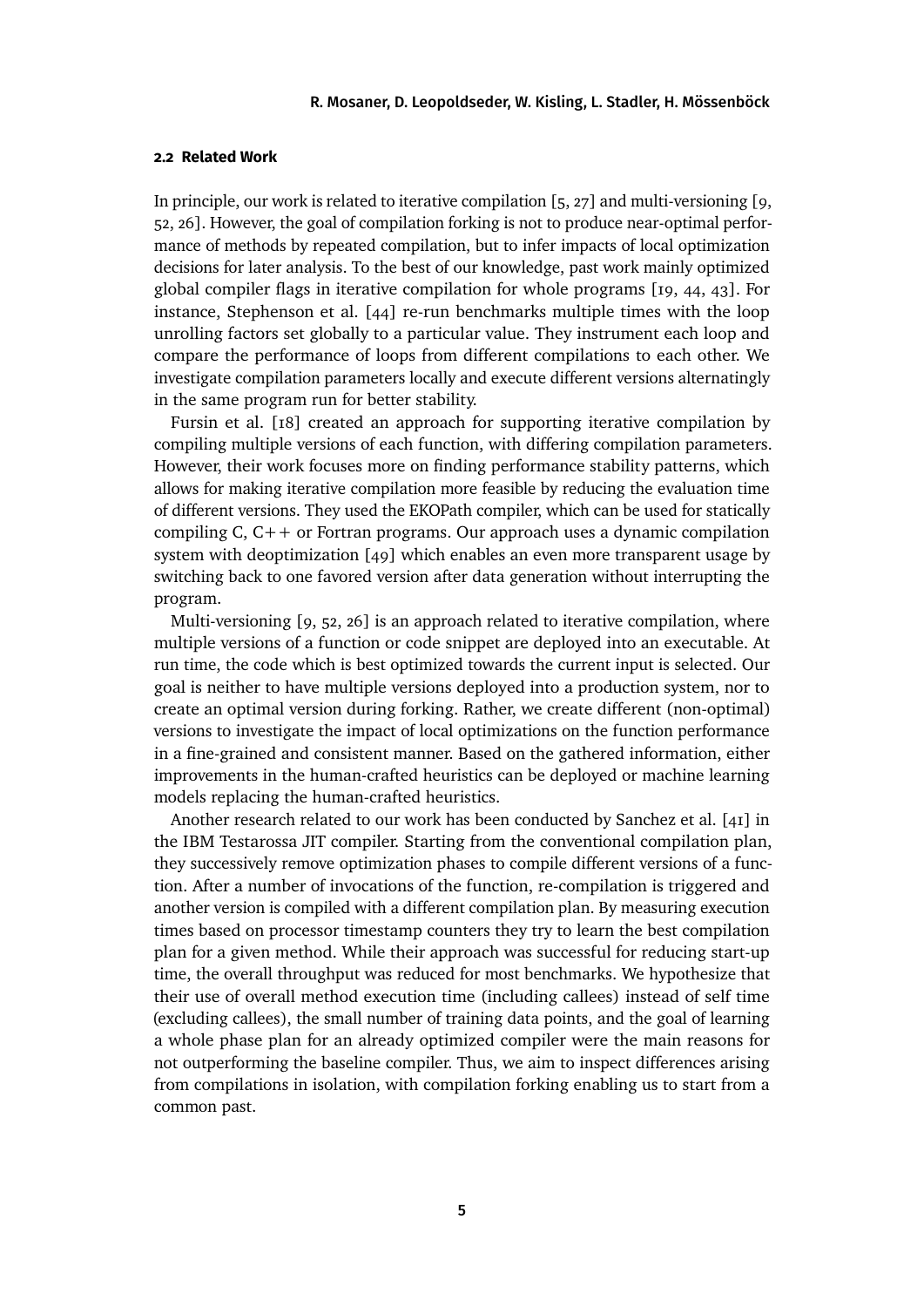### 2.2 Related Work

In principle, our work is related to iterative compilation [5, 27] and multi-versioning [9, 52, 26]. However, the goal of compilation forking is not to produce near-optimal performance of methods by repeated compilation, but to infer impacts of local optimization decisions for later analysis. To the best of our knowledge, past work mainly optimized global compiler flags in iterative compilation for whole programs [19, 44, 43]. For instance, Stephenson et al. [44] re-run benchmarks multiple times with the loop unrolling factors set globally to a particular value. They instrument each loop and compare the performance of loops from different compilations to each other. We investigate compilation parameters locally and execute different versions alternatingly in the same program run for better stability.

Fursin et al. [18] created an approach for supporting iterative compilation by compiling multiple versions of each function, with differing compilation parameters. However, their work focuses more on finding performance stability patterns, which allows for making iterative compilation more feasible by reducing the evaluation time of different versions. They used the EKOPath compiler, which can be used for statically compiling C, C++ or Fortran programs. Our approach uses a dynamic compilation system with deoptimization [49] which enables an even more transparent usage by switching back to one favored version after data generation without interrupting the program.

Multi-versioning [9, 52, 26] is an approach related to iterative compilation, where multiple versions of a function or code snippet are deployed into an executable. At run time, the code which is best optimized towards the current input is selected. Our goal is neither to have multiple versions deployed into a production system, nor to create an optimal version during forking. Rather, we create different (non-optimal) versions to investigate the impact of local optimizations on the function performance in a fine-grained and consistent manner. Based on the gathered information, either improvements in the human-crafted heuristics can be deployed or machine learning models replacing the human-crafted heuristics.

Another research related to our work has been conducted by Sanchez et al. [41] in the IBM Testarossa JIT compiler. Starting from the conventional compilation plan, they successively remove optimization phases to compile different versions of a function. After a number of invocations of the function, re-compilation is triggered and another version is compiled with a different compilation plan. By measuring execution times based on processor timestamp counters they try to learn the best compilation plan for a given method. While their approach was successful for reducing start-up time, the overall throughput was reduced for most benchmarks. We hypothesize that their use of overall method execution time (including callees) instead of self time (excluding callees), the small number of training data points, and the goal of learning a whole phase plan for an already optimized compiler were the main reasons for not outperforming the baseline compiler. Thus, we aim to inspect differences arising from compilations in isolation, with compilation forking enabling us to start from a common past.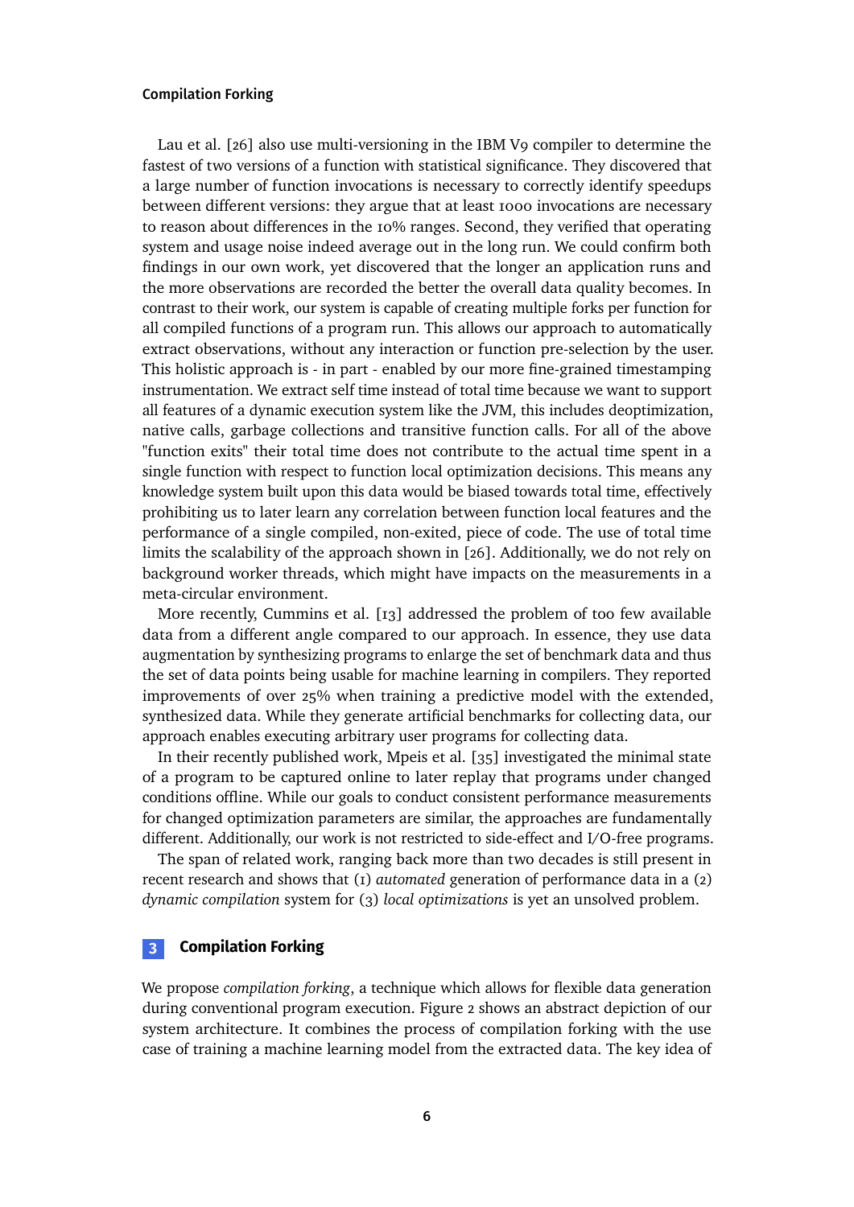Lau et al. [26] also use multi-versioning in the IBM V9 compiler to determine the fastest of two versions of a function with statistical significance. They discovered that a large number of function invocations is necessary to correctly identify speedups between different versions: they argue that at least 1000 invocations are necessary to reason about differences in the 10% ranges. Second, they verified that operating system and usage noise indeed average out in the long run. We could confirm both findings in our own work, yet discovered that the longer an application runs and the more observations are recorded the better the overall data quality becomes. In contrast to their work, our system is capable of creating multiple forks per function for all compiled functions of a program run. This allows our approach to automatically extract observations, without any interaction or function pre-selection by the user. This holistic approach is - in part - enabled by our more fine-grained timestamping instrumentation. We extract self time instead of total time because we want to support all features of a dynamic execution system like the JVM, this includes deoptimization, native calls, garbage collections and transitive function calls. For all of the above "function exits" their total time does not contribute to the actual time spent in a single function with respect to function local optimization decisions. This means any knowledge system built upon this data would be biased towards total time, effectively prohibiting us to later learn any correlation between function local features and the performance of a single compiled, non-exited, piece of code. The use of total time limits the scalability of the approach shown in [26]. Additionally, we do not rely on background worker threads, which might have impacts on the measurements in a meta-circular environment.

More recently, Cummins et al. [13] addressed the problem of too few available data from a different angle compared to our approach. In essence, they use data augmentation by synthesizing programs to enlarge the set of benchmark data and thus the set of data points being usable for machine learning in compilers. They reported improvements of over 25% when training a predictive model with the extended, synthesized data. While they generate artificial benchmarks for collecting data, our approach enables executing arbitrary user programs for collecting data.

In their recently published work, Mpeis et al. [35] investigated the minimal state of a program to be captured online to later replay that programs under changed conditions offline. While our goals to conduct consistent performance measurements for changed optimization parameters are similar, the approaches are fundamentally different. Additionally, our work is not restricted to side-effect and I/O-free programs.

The span of related work, ranging back more than two decades is still present in recent research and shows that (1) *automated* generation of performance data in a (2) *dynamic compilation* system for (3) *local optimizations* is yet an unsolved problem.

## 3 Compilation Forking

We propose *compilation forking*, a technique which allows for flexible data generation during conventional program execution. Figure 2 shows an abstract depiction of our system architecture. It combines the process of compilation forking with the use case of training a machine learning model from the extracted data. The key idea of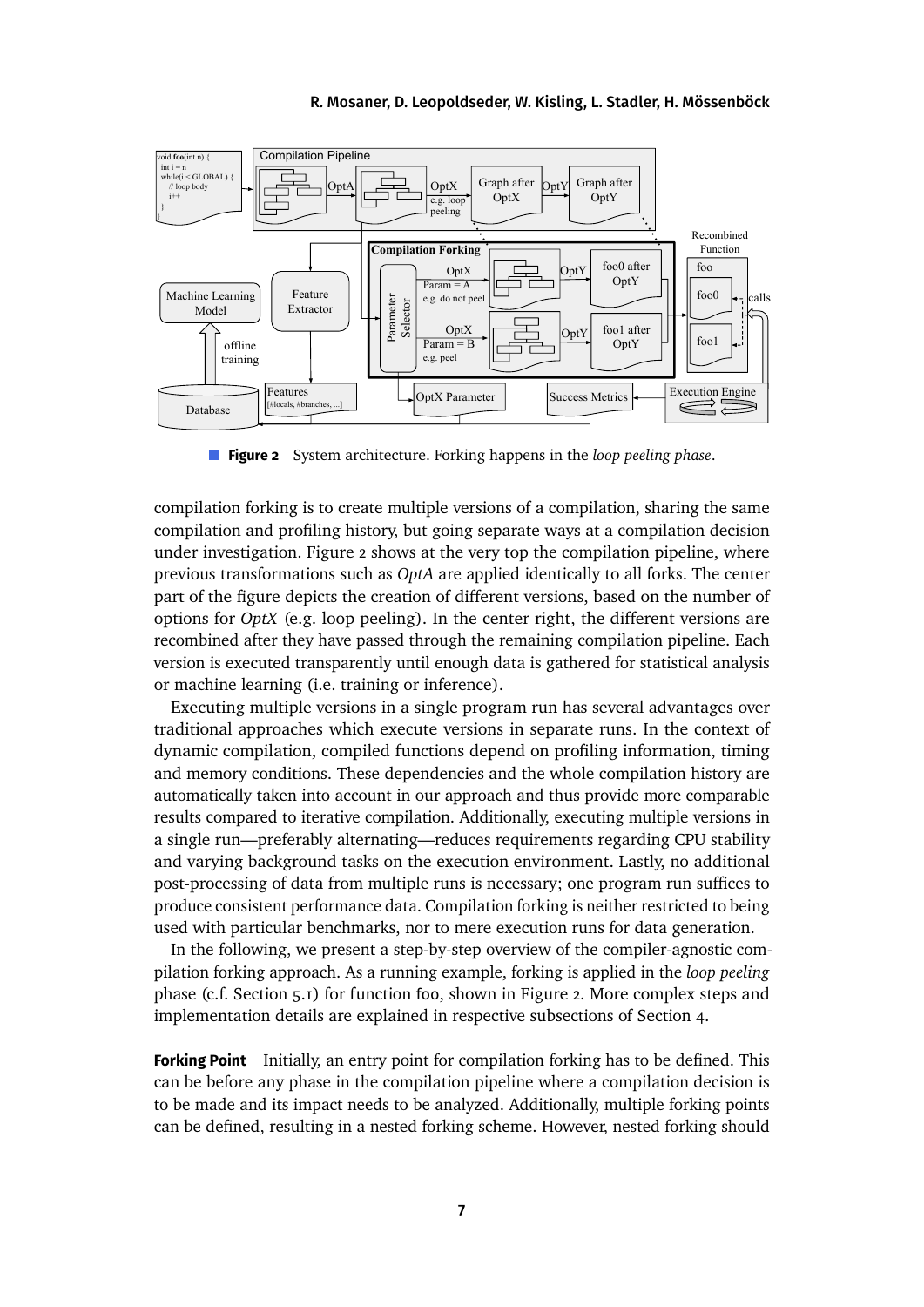**Figure 2** System architecture. Forking happens in the *loop peeling phase*.

compilation forking is to create multiple versions of a compilation, sharing the same compilation and profiling history, but going separate ways at a compilation decision under investigation. Figure 2 shows at the very top the compilation pipeline, where previous transformations such as *OptA* are applied identically to all forks. The center part of the figure depicts the creation of different versions, based on the number of options for *OptX* (e.g. loop peeling). In the center right, the different versions are recombined after they have passed through the remaining compilation pipeline. Each version is executed transparently until enough data is gathered for statistical analysis or machine learning (i.e. training or inference).

Executing multiple versions in a single program run has several advantages over traditional approaches which execute versions in separate runs. In the context of dynamic compilation, compiled functions depend on profiling information, timing and memory conditions. These dependencies and the whole compilation history are automatically taken into account in our approach and thus provide more comparable results compared to iterative compilation. Additionally, executing multiple versions in a single run—preferably alternating—reduces requirements regarding CPU stability and varying background tasks on the execution environment. Lastly, no additional post-processing of data from multiple runs is necessary; one program run suffices to produce consistent performance data. Compilation forking is neither restricted to being used with particular benchmarks, nor to mere execution runs for data generation.

In the following, we present a step-by-step overview of the compiler-agnostic compilation forking approach. As a running example, forking is applied in the *loop peeling* phase (c.f. Section 5.1) for function foo, shown in Figure 2. More complex steps and implementation details are explained in respective subsections of Section 4.

**Forking Point** Initially, an entry point for compilation forking has to be defined. This can be before any phase in the compilation pipeline where a compilation decision is to be made and its impact needs to be analyzed. Additionally, multiple forking points can be defined, resulting in a nested forking scheme. However, nested forking should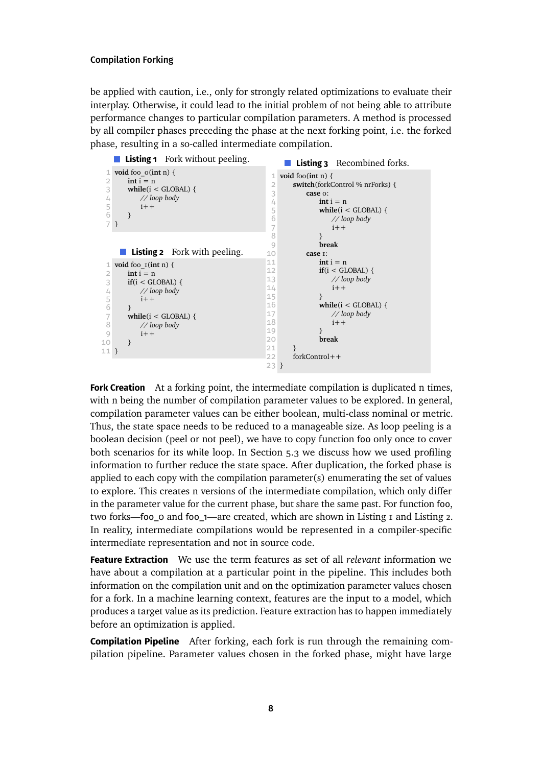be applied with caution, i.e., only for strongly related optimizations to evaluate their interplay. Otherwise, it could lead to the initial problem of not being able to attribute performance changes to particular compilation parameters. A method is processed by all compiler phases preceding the phase at the next forking point, i.e. the forked phase, resulting in a so-called intermediate compilation.

**Listing 1** Fork without peeling.

```
void foo_0(int n) {
    int i = n
    while(i < GLOBAL) {
        // loop body
        i++
    }
}
```

**Listing 2** Fork with peeling.

```
void foo_1(int n) {
    int i = n
    if(i < GLOBAL) {
        // loop body
        i++
    }
    while(i < GLOBAL) {
        // loop body
        i++
    }
}
```

**Listing 3** Recombined forks.

```
void foo(int n) {
    switch(forkControl % nrForks) {
        case 0:
            int i = n
            while(i < GLOBAL) {
                // loop body
                i++
            }
            break
        case 1:
            int i = n
            if(i < GLOBAL) {
                // loop body
                i++
            }
            while(i < GLOBAL) {
                // loop body
                i++
            }
            break
    }
    forkControl++
}
```

**Fork Creation** At a forking point, the intermediate compilation is duplicated n times, with n being the number of compilation parameter values to be explored. In general, compilation parameter values can be either boolean, multi-class nominal or metric. Thus, the state space needs to be reduced to a manageable size. As loop peeling is a boolean decision (peel or not peel), we have to copy function `foo` only once to cover both scenarios for its `while` loop. In Section 5.3 we discuss how we used profiling information to further reduce the state space. After duplication, the forked phase is applied to each copy with the compilation parameter(s) enumerating the set of values to explore. This creates n versions of the intermediate compilation, which only differ in the parameter value for the current phase, but share the same past. For function `foo`, two forks—`foo_0` and `foo_1`—are created, which are shown in Listing 1 and Listing 2. In reality, intermediate compilations would be represented in a compiler-specific intermediate representation and not in source code.

**Feature Extraction** We use the term features as set of all *relevant* information we have about a compilation at a particular point in the pipeline. This includes both information on the compilation unit and on the optimization parameter values chosen for a fork. In a machine learning context, features are the input to a model, which produces a target value as its prediction. Feature extraction has to happen immediately before an optimization is applied.

**Compilation Pipeline** After forking, each fork is run through the remaining compilation pipeline. Parameter values chosen in the forked phase, might have large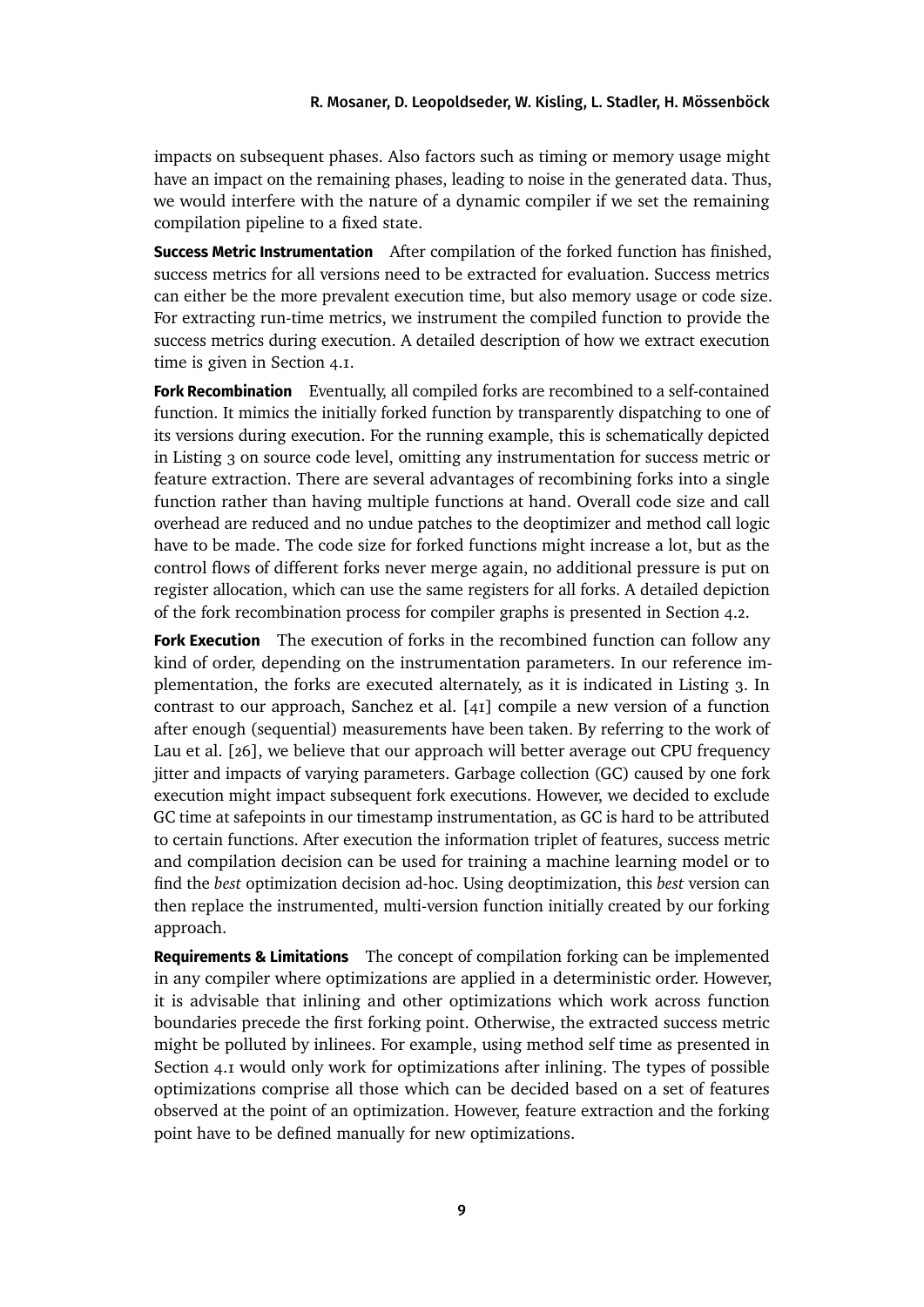impacts on subsequent phases. Also factors such as timing or memory usage might have an impact on the remaining phases, leading to noise in the generated data. Thus, we would interfere with the nature of a dynamic compiler if we set the remaining compilation pipeline to a fixed state.

**Success Metric Instrumentation** After compilation of the forked function has finished, success metrics for all versions need to be extracted for evaluation. Success metrics can either be the more prevalent execution time, but also memory usage or code size. For extracting run-time metrics, we instrument the compiled function to provide the success metrics during execution. A detailed description of how we extract execution time is given in Section 4.1.

**Fork Recombination** Eventually, all compiled forks are recombined to a self-contained function. It mimics the initially forked function by transparently dispatching to one of its versions during execution. For the running example, this is schematically depicted in Listing 3 on source code level, omitting any instrumentation for success metric or feature extraction. There are several advantages of recombining forks into a single function rather than having multiple functions at hand. Overall code size and call overhead are reduced and no undue patches to the deoptimizer and method call logic have to be made. The code size for forked functions might increase a lot, but as the control flows of different forks never merge again, no additional pressure is put on register allocation, which can use the same registers for all forks. A detailed depiction of the fork recombination process for compiler graphs is presented in Section 4.2.

**Fork Execution** The execution of forks in the recombined function can follow any kind of order, depending on the instrumentation parameters. In our reference implementation, the forks are executed alternately, as it is indicated in Listing 3. In contrast to our approach, Sanchez et al. [41] compile a new version of a function after enough (sequential) measurements have been taken. By referring to the work of Lau et al. [26], we believe that our approach will better average out CPU frequency jitter and impacts of varying parameters. Garbage collection (GC) caused by one fork execution might impact subsequent fork executions. However, we decided to exclude GC time at safepoints in our timestamp instrumentation, as GC is hard to be attributed to certain functions. After execution the information triplet of features, success metric and compilation decision can be used for training a machine learning model or to find the *best* optimization decision ad-hoc. Using deoptimization, this *best* version can then replace the instrumented, multi-version function initially created by our forking approach.

**Requirements & Limitations** The concept of compilation forking can be implemented in any compiler where optimizations are applied in a deterministic order. However, it is advisable that inlining and other optimizations which work across function boundaries precede the first forking point. Otherwise, the extracted success metric might be polluted by inlinees. For example, using method self time as presented in Section 4.1 would only work for optimizations after inlining. The types of possible optimizations comprise all those which can be decided based on a set of features observed at the point of an optimization. However, feature extraction and the forking point have to be defined manually for new optimizations.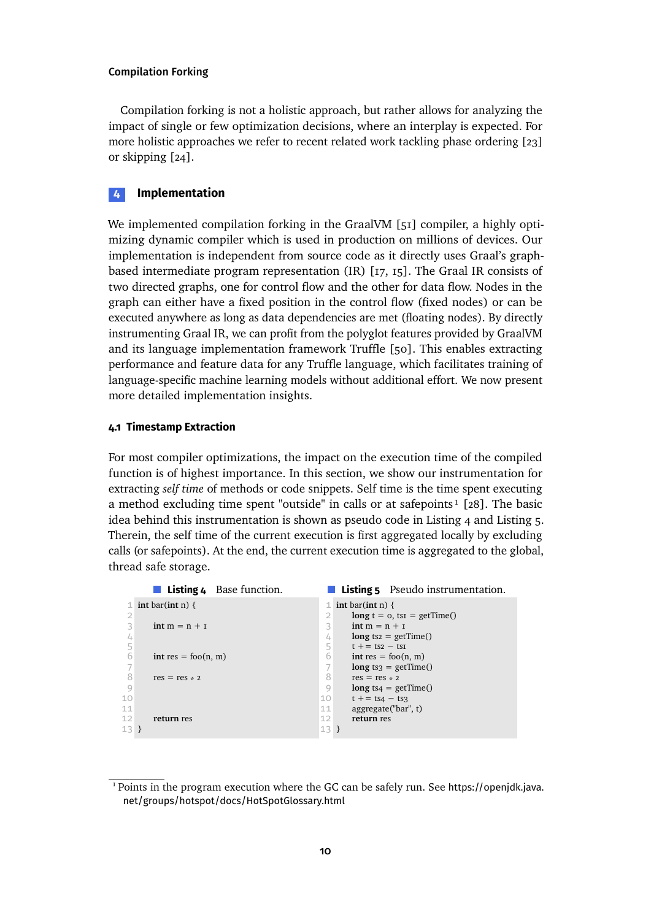**Compilation Forking**

Compilation forking is not a holistic approach, but rather allows for analyzing the impact of single or few optimization decisions, where an interplay is expected. For more holistic approaches we refer to recent related work tackling phase ordering [23] or skipping [24].

## 4 Implementation

We implemented compilation forking in the GraalVM [51] compiler, a highly optimizing dynamic compiler which is used in production on millions of devices. Our implementation is independent from source code as it directly uses Graal's graph-based intermediate program representation (IR) [17, 15]. The Graal IR consists of two directed graphs, one for control flow and the other for data flow. Nodes in the graph can either have a fixed position in the control flow (fixed nodes) or can be executed anywhere as long as data dependencies are met (floating nodes). By directly instrumenting Graal IR, we can profit from the polyglot features provided by GraalVM and its language implementation framework Truffle [50]. This enables extracting performance and feature data for any Truffle language, which facilitates training of language-specific machine learning models without additional effort. We now present more detailed implementation insights.

### 4.1 Timestamp Extraction

For most compiler optimizations, the impact on the execution time of the compiled function is of highest importance. In this section, we show our instrumentation for extracting *self time* of methods or code snippets. Self time is the time spent executing a method excluding time spent "outside" in calls or at safepoints[1] [28]. The basic idea behind this instrumentation is shown as pseudo code in Listing 4 and Listing 5. Therein, the self time of the current execution is first aggregated locally by excluding calls (or safepoints). At the end, the current execution time is aggregated to the global, thread safe storage.

**Listing 4** Base function.

```
1  int bar(int n) {
2
3      int m = n + 1
4
5
6      int res = foo(n, m)
7
8      res = res * 2
9
10
11
12     return res
13 }
```

**Listing 5** Pseudo instrumentation.

```
1  int bar(int n) {
2      long t = 0, ts1 = getTime()
3      int m = n + 1
4      long ts2 = getTime()
5      t += ts2 − ts1
6      int res = foo(n, m)
7      long ts3 = getTime()
8      res = res * 2
9      long ts4 = getTime()
10     t += ts4 − ts3
11     aggregate("bar", t)
12     return res
13 }
```

[1] Points in the program execution where the GC can be safely run. See https://openjdk.java.net/groups/hotspot/docs/HotSpotGlossary.html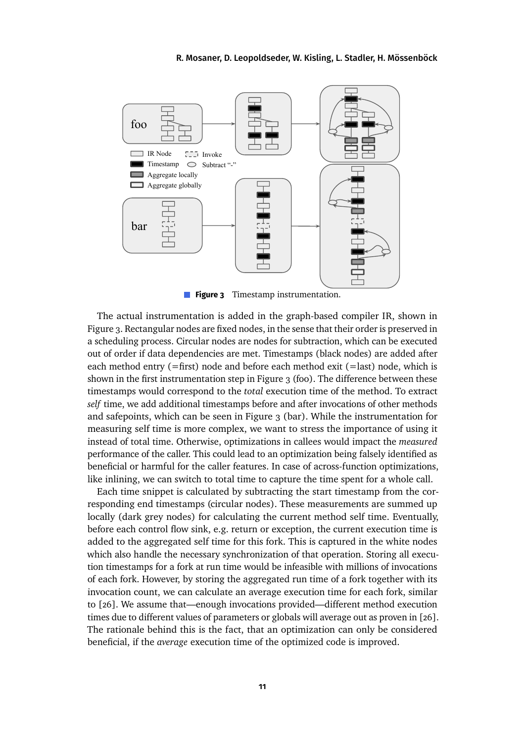**Figure 3** Timestamp instrumentation.

The actual instrumentation is added in the graph-based compiler IR, shown in Figure 3. Rectangular nodes are fixed nodes, in the sense that their order is preserved in a scheduling process. Circular nodes are nodes for subtraction, which can be executed out of order if data dependencies are met. Timestamps (black nodes) are added after each method entry (=first) node and before each method exit (=last) node, which is shown in the first instrumentation step in Figure 3 (foo). The difference between these timestamps would correspond to the *total* execution time of the method. To extract *self* time, we add additional timestamps before and after invocations of other methods and safepoints, which can be seen in Figure 3 (bar). While the instrumentation for measuring self time is more complex, we want to stress the importance of using it instead of total time. Otherwise, optimizations in callees would impact the *measured* performance of the caller. This could lead to an optimization being falsely identified as beneficial or harmful for the caller features. In case of across-function optimizations, like inlining, we can switch to total time to capture the time spent for a whole call.

Each time snippet is calculated by subtracting the start timestamp from the corresponding end timestamps (circular nodes). These measurements are summed up locally (dark grey nodes) for calculating the current method self time. Eventually, before each control flow sink, e.g. return or exception, the current execution time is added to the aggregated self time for this fork. This is captured in the white nodes which also handle the necessary synchronization of that operation. Storing all execution timestamps for a fork at run time would be infeasible with millions of invocations of each fork. However, by storing the aggregated run time of a fork together with its invocation count, we can calculate an average execution time for each fork, similar to [26]. We assume that—enough invocations provided—different method execution times due to different values of parameters or globals will average out as proven in [26]. The rationale behind this is the fact, that an optimization can only be considered beneficial, if the *average* execution time of the optimized code is improved.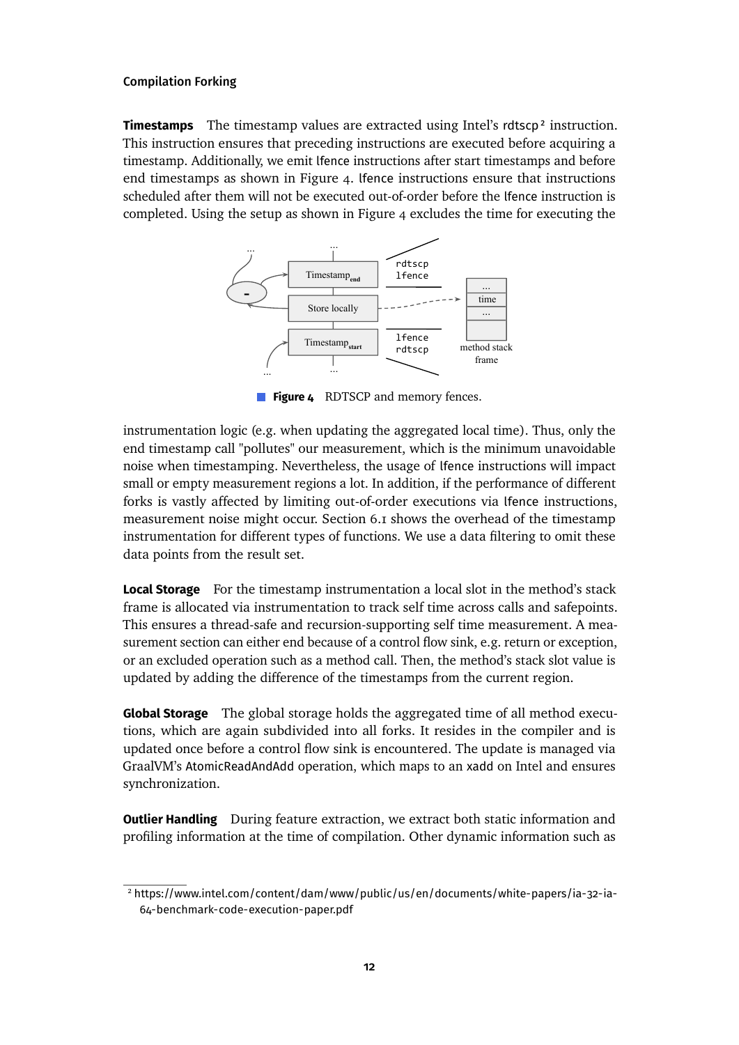**Timestamps** The timestamp values are extracted using Intel's rdtscp[2] instruction. This instruction ensures that preceding instructions are executed before acquiring a timestamp. Additionally, we emit lfence instructions after start timestamps and before end timestamps as shown in Figure 4. lfence instructions ensure that instructions scheduled after them will not be executed out-of-order before the lfence instruction is completed. Using the setup as shown in Figure 4 excludes the time for executing the

**Figure 4** RDTSCP and memory fences.

instrumentation logic (e.g. when updating the aggregated local time). Thus, only the end timestamp call "pollutes" our measurement, which is the minimum unavoidable noise when timestamping. Nevertheless, the usage of lfence instructions will impact small or empty measurement regions a lot. In addition, if the performance of different forks is vastly affected by limiting out-of-order executions via lfence instructions, measurement noise might occur. Section 6.1 shows the overhead of the timestamp instrumentation for different types of functions. We use a data filtering to omit these data points from the result set.

**Local Storage** For the timestamp instrumentation a local slot in the method's stack frame is allocated via instrumentation to track self time across calls and safepoints. This ensures a thread-safe and recursion-supporting self time measurement. A measurement section can either end because of a control flow sink, e.g. return or exception, or an excluded operation such as a method call. Then, the method's stack slot value is updated by adding the difference of the timestamps from the current region.

**Global Storage** The global storage holds the aggregated time of all method executions, which are again subdivided into all forks. It resides in the compiler and is updated once before a control flow sink is encountered. The update is managed via GraalVM's AtomicReadAndAdd operation, which maps to an xadd on Intel and ensures synchronization.

**Outlier Handling** During feature extraction, we extract both static information and profiling information at the time of compilation. Other dynamic information such as

[2] https://www.intel.com/content/dam/www/public/us/en/documents/white-papers/ia-32-ia-64-benchmark-code-execution-paper.pdf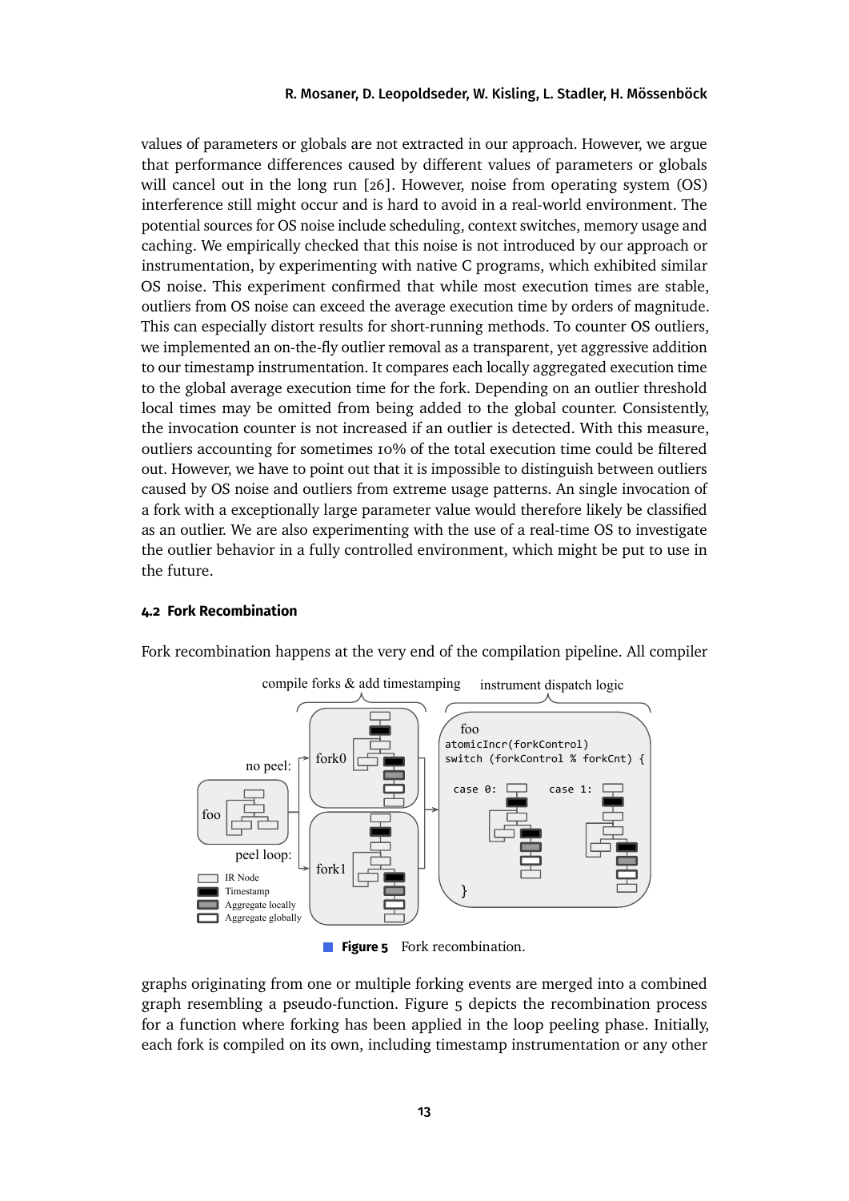values of parameters or globals are not extracted in our approach. However, we argue that performance differences caused by different values of parameters or globals will cancel out in the long run [26]. However, noise from operating system (OS) interference still might occur and is hard to avoid in a real-world environment. The potential sources for OS noise include scheduling, context switches, memory usage and caching. We empirically checked that this noise is not introduced by our approach or instrumentation, by experimenting with native C programs, which exhibited similar OS noise. This experiment confirmed that while most execution times are stable, outliers from OS noise can exceed the average execution time by orders of magnitude. This can especially distort results for short-running methods. To counter OS outliers, we implemented an on-the-fly outlier removal as a transparent, yet aggressive addition to our timestamp instrumentation. It compares each locally aggregated execution time to the global average execution time for the fork. Depending on an outlier threshold local times may be omitted from being added to the global counter. Consistently, the invocation counter is not increased if an outlier is detected. With this measure, outliers accounting for sometimes 10% of the total execution time could be filtered out. However, we have to point out that it is impossible to distinguish between outliers caused by OS noise and outliers from extreme usage patterns. An single invocation of a fork with a exceptionally large parameter value would therefore likely be classified as an outlier. We are also experimenting with the use of a real-time OS to investigate the outlier behavior in a fully controlled environment, which might be put to use in the future.

#### 4.2 Fork Recombination

Fork recombination happens at the very end of the compilation pipeline. All compiler

**Figure 5** Fork recombination.

graphs originating from one or multiple forking events are merged into a combined graph resembling a pseudo-function. Figure 5 depicts the recombination process for a function where forking has been applied in the loop peeling phase. Initially, each fork is compiled on its own, including timestamp instrumentation or any other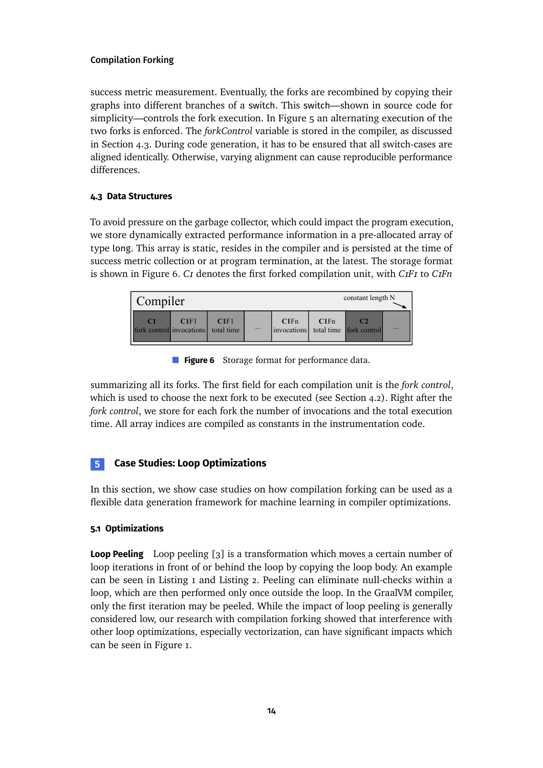success metric measurement. Eventually, the forks are recombined by copying their graphs into different branches of a `switch`. This `switch`—shown in source code for simplicity—controls the fork execution. In Figure 5 an alternating execution of the two forks is enforced. The *forkControl* variable is stored in the compiler, as discussed in Section 4.3. During code generation, it has to be ensured that all switch-cases are aligned identically. Otherwise, varying alignment can cause reproducible performance differences.

### 4.3 Data Structures

To avoid pressure on the garbage collector, which could impact the program execution, we store dynamically extracted performance information in a pre-allocated array of type `long`. This array is static, resides in the compiler and is persisted at the time of success metric collection or at program termination, at the latest. The storage format is shown in Figure 6. *C1* denotes the first forked compilation unit, with *C1F1* to *C1Fn* summarizing all its forks. The first field for each compilation unit is the *fork control*, which is used to choose the next fork to be executed (see Section 4.2). Right after the *fork control*, we store for each fork the number of invocations and the total execution time. All array indices are compiled as constants in the instrumentation code.

Compiler — constant length N

| C1 fork control | C1F1 invocations | C1F1 total time | ... | C1Fn invocations | C1Fn total time | C2 fork control | ... |
|---|---|---|---|---|---|---|---|

**Figure 6** Storage format for performance data.

## 5 Case Studies: Loop Optimizations

In this section, we show case studies on how compilation forking can be used as a flexible data generation framework for machine learning in compiler optimizations.

### 5.1 Optimizations

**Loop Peeling** Loop peeling [3] is a transformation which moves a certain number of loop iterations in front of or behind the loop by copying the loop body. An example can be seen in Listing 1 and Listing 2. Peeling can eliminate null-checks within a loop, which are then performed only once outside the loop. In the GraalVM compiler, only the first iteration may be peeled. While the impact of loop peeling is generally considered low, our research with compilation forking showed that interference with other loop optimizations, especially vectorization, can have significant impacts which can be seen in Figure 1.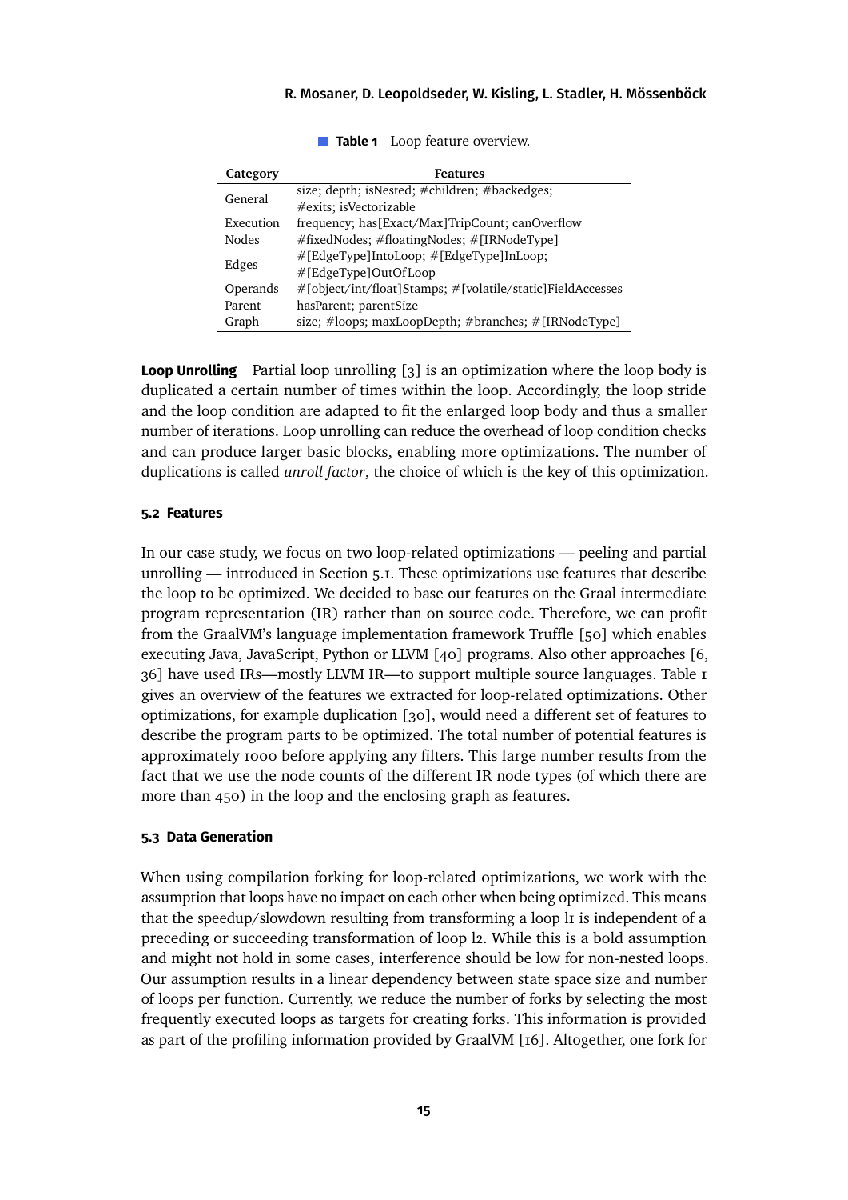**Table 1** Loop feature overview.

| Category | Features |
| --- | --- |
| General | size; depth; isNested; #children; #backedges; #exits; isVectorizable |
| Execution | frequency; has[Exact/Max]TripCount; canOverflow |
| Nodes | #fixedNodes; #floatingNodes; #[IRNodeType] |
| Edges | #[EdgeType]IntoLoop; #[EdgeType]InLoop; #[EdgeType]OutOfLoop |
| Operands | #[object/int/float]Stamps; #[volatile/static]FieldAccesses |
| Parent | hasParent; parentSize |
| Graph | size; #loops; maxLoopDepth; #branches; #[IRNodeType] |

**Loop Unrolling** Partial loop unrolling [3] is an optimization where the loop body is duplicated a certain number of times within the loop. Accordingly, the loop stride and the loop condition are adapted to fit the enlarged loop body and thus a smaller number of iterations. Loop unrolling can reduce the overhead of loop condition checks and can produce larger basic blocks, enabling more optimizations. The number of duplications is called *unroll factor*, the choice of which is the key of this optimization.

### 5.2 Features

In our case study, we focus on two loop-related optimizations — peeling and partial unrolling — introduced in Section 5.1. These optimizations use features that describe the loop to be optimized. We decided to base our features on the Graal intermediate program representation (IR) rather than on source code. Therefore, we can profit from the GraalVM's language implementation framework Truffle [50] which enables executing Java, JavaScript, Python or LLVM [40] programs. Also other approaches [6, 36] have used IRs—mostly LLVM IR—to support multiple source languages. Table 1 gives an overview of the features we extracted for loop-related optimizations. Other optimizations, for example duplication [30], would need a different set of features to describe the program parts to be optimized. The total number of potential features is approximately 1000 before applying any filters. This large number results from the fact that we use the node counts of the different IR node types (of which there are more than 450) in the loop and the enclosing graph as features.

### 5.3 Data Generation

When using compilation forking for loop-related optimizations, we work with the assumption that loops have no impact on each other when being optimized. This means that the speedup/slowdown resulting from transforming a loop l1 is independent of a preceding or succeeding transformation of loop l2. While this is a bold assumption and might not hold in some cases, interference should be low for non-nested loops. Our assumption results in a linear dependency between state space size and number of loops per function. Currently, we reduce the number of forks by selecting the most frequently executed loops as targets for creating forks. This information is provided as part of the profiling information provided by GraalVM [16]. Altogether, one fork for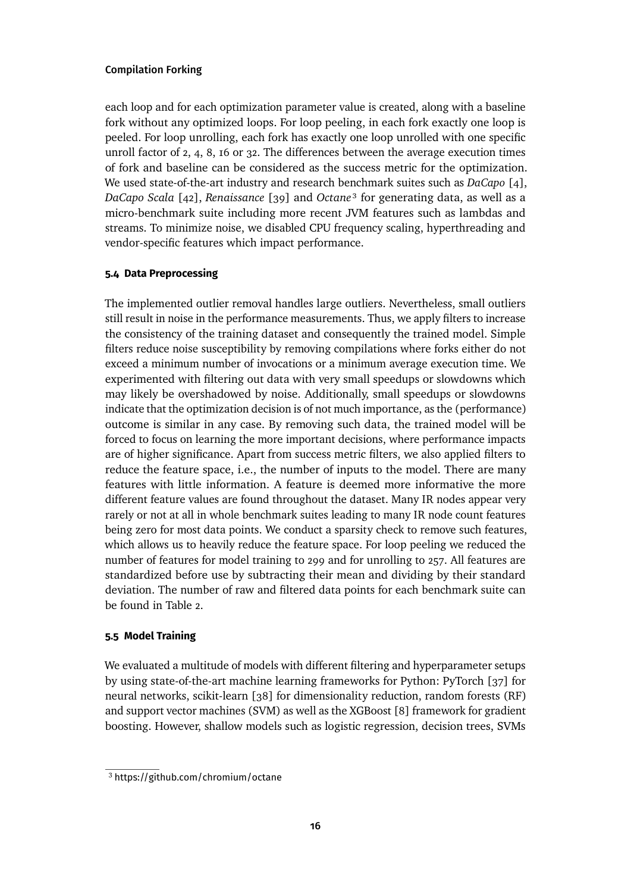each loop and for each optimization parameter value is created, along with a baseline fork without any optimized loops. For loop peeling, in each fork exactly one loop is peeled. For loop unrolling, each fork has exactly one loop unrolled with one specific unroll factor of 2, 4, 8, 16 or 32. The differences between the average execution times of fork and baseline can be considered as the success metric for the optimization. We used state-of-the-art industry and research benchmark suites such as *DaCapo* [4], *DaCapo Scala* [42], *Renaissance* [39] and *Octane*[3] for generating data, as well as a micro-benchmark suite including more recent JVM features such as lambdas and streams. To minimize noise, we disabled CPU frequency scaling, hyperthreading and vendor-specific features which impact performance.

### 5.4 Data Preprocessing

The implemented outlier removal handles large outliers. Nevertheless, small outliers still result in noise in the performance measurements. Thus, we apply filters to increase the consistency of the training dataset and consequently the trained model. Simple filters reduce noise susceptibility by removing compilations where forks either do not exceed a minimum number of invocations or a minimum average execution time. We experimented with filtering out data with very small speedups or slowdowns which may likely be overshadowed by noise. Additionally, small speedups or slowdowns indicate that the optimization decision is of not much importance, as the (performance) outcome is similar in any case. By removing such data, the trained model will be forced to focus on learning the more important decisions, where performance impacts are of higher significance. Apart from success metric filters, we also applied filters to reduce the feature space, i.e., the number of inputs to the model. There are many features with little information. A feature is deemed more informative the more different feature values are found throughout the dataset. Many IR nodes appear very rarely or not at all in whole benchmark suites leading to many IR node count features being zero for most data points. We conduct a sparsity check to remove such features, which allows us to heavily reduce the feature space. For loop peeling we reduced the number of features for model training to 299 and for unrolling to 257. All features are standardized before use by subtracting their mean and dividing by their standard deviation. The number of raw and filtered data points for each benchmark suite can be found in Table 2.

### 5.5 Model Training

We evaluated a multitude of models with different filtering and hyperparameter setups by using state-of-the-art machine learning frameworks for Python: PyTorch [37] for neural networks, scikit-learn [38] for dimensionality reduction, random forests (RF) and support vector machines (SVM) as well as the XGBoost [8] framework for gradient boosting. However, shallow models such as logistic regression, decision trees, SVMs

[3] https://github.com/chromium/octane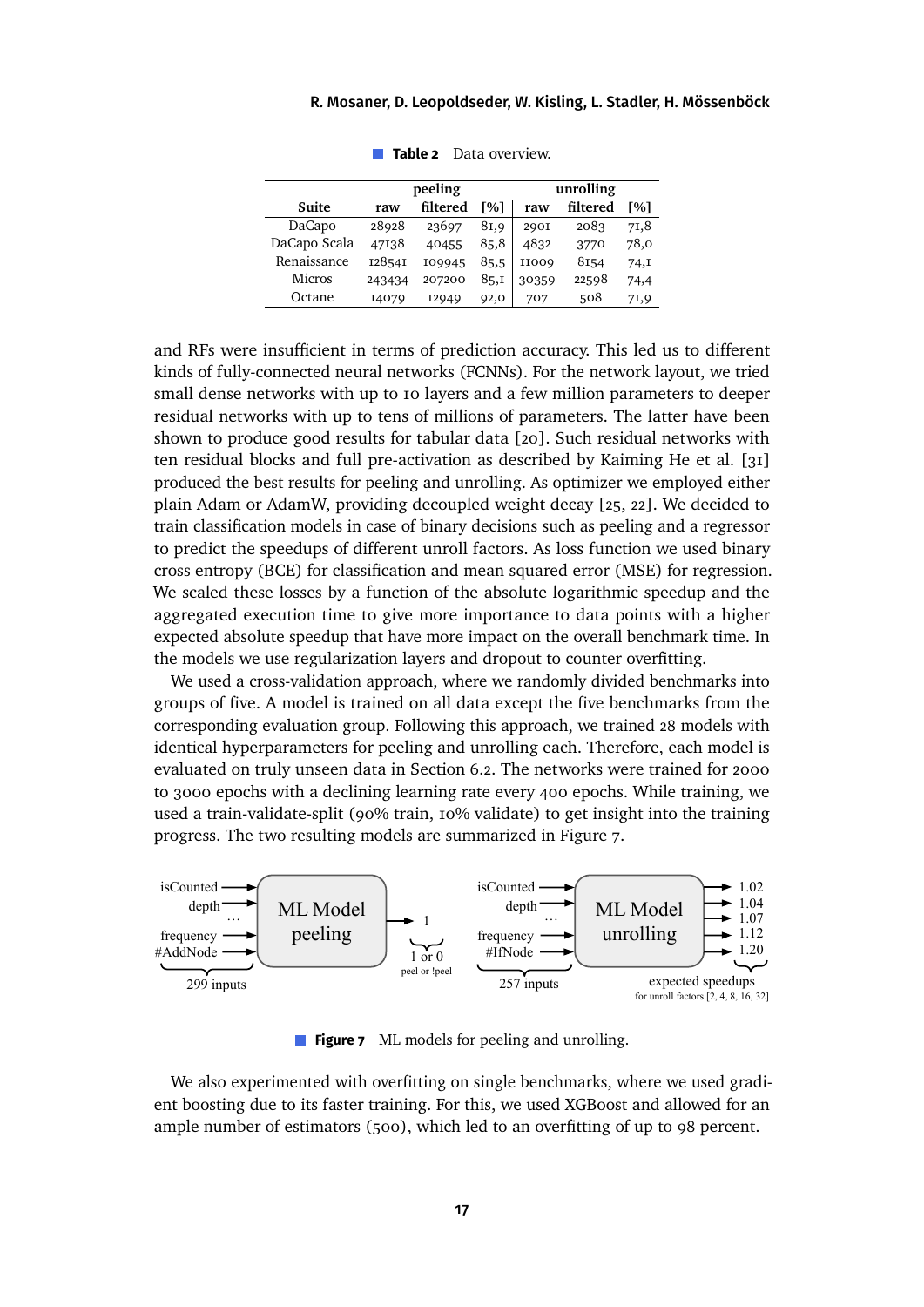**Table 2** Data overview.

| Suite | peeling | | | unrolling | | |
|---|---|---|---|---|---|---|
| | raw | filtered | [%] | raw | filtered | [%] |
| DaCapo | 28928 | 23697 | 81,9 | 2901 | 2083 | 71,8 |
| DaCapo Scala | 47138 | 40455 | 85,8 | 4832 | 3770 | 78,0 |
| Renaissance | 128541 | 109945 | 85,5 | 11009 | 8154 | 74,1 |
| Micros | 243434 | 207200 | 85,1 | 30359 | 22598 | 74,4 |
| Octane | 14079 | 12949 | 92,0 | 707 | 508 | 71,9 |

and RFs were insufficient in terms of prediction accuracy. This led us to different kinds of fully-connected neural networks (FCNNs). For the network layout, we tried small dense networks with up to 10 layers and a few million parameters to deeper residual networks with up to tens of millions of parameters. The latter have been shown to produce good results for tabular data [20]. Such residual networks with ten residual blocks and full pre-activation as described by Kaiming He et al. [31] produced the best results for peeling and unrolling. As optimizer we employed either plain Adam or AdamW, providing decoupled weight decay [25, 22]. We decided to train classification models in case of binary decisions such as peeling and a regressor to predict the speedups of different unroll factors. As loss function we used binary cross entropy (BCE) for classification and mean squared error (MSE) for regression. We scaled these losses by a function of the absolute logarithmic speedup and the aggregated execution time to give more importance to data points with a higher expected absolute speedup that have more impact on the overall benchmark time. In the models we use regularization layers and dropout to counter overfitting.

We used a cross-validation approach, where we randomly divided benchmarks into groups of five. A model is trained on all data except the five benchmarks from the corresponding evaluation group. Following this approach, we trained 28 models with identical hyperparameters for peeling and unrolling each. Therefore, each model is evaluated on truly unseen data in Section 6.2. The networks were trained for 2000 to 3000 epochs with a declining learning rate every 400 epochs. While training, we used a train-validate-split (90% train, 10% validate) to get insight into the training progress. The two resulting models are summarized in Figure 7.

isCounted, depth, …, frequency, #AddNode → ML Model peeling → 1 (1 or 0, peel or !peel); 299 inputs

isCounted, depth, …, frequency, #IfNode → ML Model unrolling → 1.02, 1.04, 1.07, 1.12, 1.20 (expected speedups for unroll factors [2, 4, 8, 16, 32]); 257 inputs

**Figure 7** ML models for peeling and unrolling.

We also experimented with overfitting on single benchmarks, where we used gradient boosting due to its faster training. For this, we used XGBoost and allowed for an ample number of estimators (500), which led to an overfitting of up to 98 percent.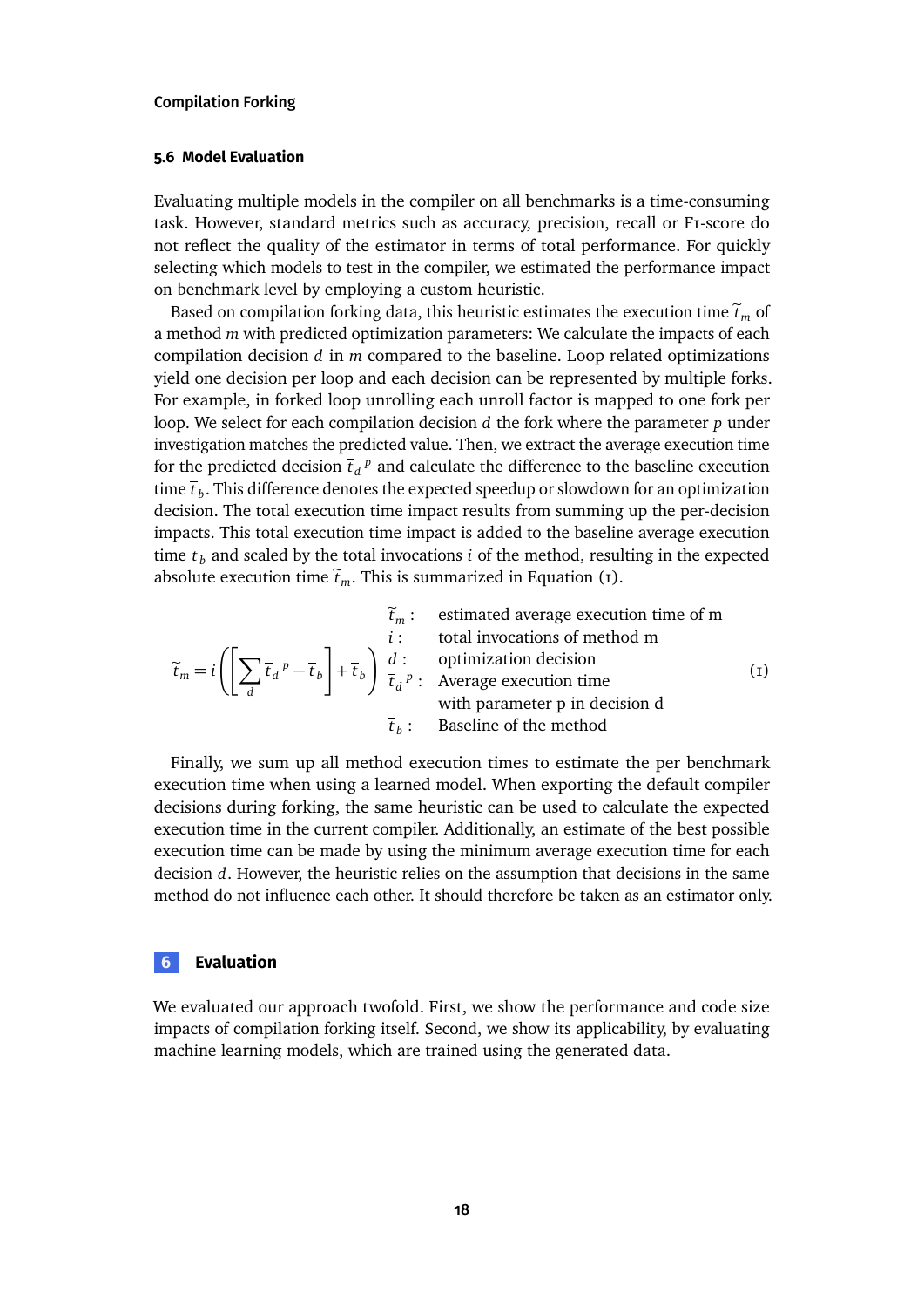### 5.6 Model Evaluation

Evaluating multiple models in the compiler on all benchmarks is a time-consuming task. However, standard metrics such as accuracy, precision, recall or F1-score do not reflect the quality of the estimator in terms of total performance. For quickly selecting which models to test in the compiler, we estimated the performance impact on benchmark level by employing a custom heuristic.

Based on compilation forking data, this heuristic estimates the execution time $\widetilde{t}_m$ of a method $m$ with predicted optimization parameters: We calculate the impacts of each compilation decision $d$ in $m$ compared to the baseline. Loop related optimizations yield one decision per loop and each decision can be represented by multiple forks. For example, in forked loop unrolling each unroll factor is mapped to one fork per loop. We select for each compilation decision $d$ the fork where the parameter $p$ under investigation matches the predicted value. Then, we extract the average execution time for the predicted decision $\overline{t}_d{}^p$ and calculate the difference to the baseline execution time $\overline{t}_b$. This difference denotes the expected speedup or slowdown for an optimization decision. The total execution time impact results from summing up the per-decision impacts. This total execution time impact is added to the baseline average execution time $\overline{t}_b$ and scaled by the total invocations $i$ of the method, resulting in the expected absolute execution time $\widetilde{t}_m$. This is summarized in Equation (1).

$$\widetilde{t}_m = i\left(\left[\sum_d \overline{t}_d{}^p - \overline{t}_b\right] + \overline{t}_b\right) \tag{1}$$

- $\widetilde{t}_m$ : estimated average execution time of m
- $i$ : total invocations of method m
- $d$ : optimization decision
- $\overline{t}_d{}^p$ : Average execution time with parameter p in decision d
- $\overline{t}_b$ : Baseline of the method

Finally, we sum up all method execution times to estimate the per benchmark execution time when using a learned model. When exporting the default compiler decisions during forking, the same heuristic can be used to calculate the expected execution time in the current compiler. Additionally, an estimate of the best possible execution time can be made by using the minimum average execution time for each decision $d$. However, the heuristic relies on the assumption that decisions in the same method do not influence each other. It should therefore be taken as an estimator only.

## 6 Evaluation

We evaluated our approach twofold. First, we show the performance and code size impacts of compilation forking itself. Second, we show its applicability, by evaluating machine learning models, which are trained using the generated data.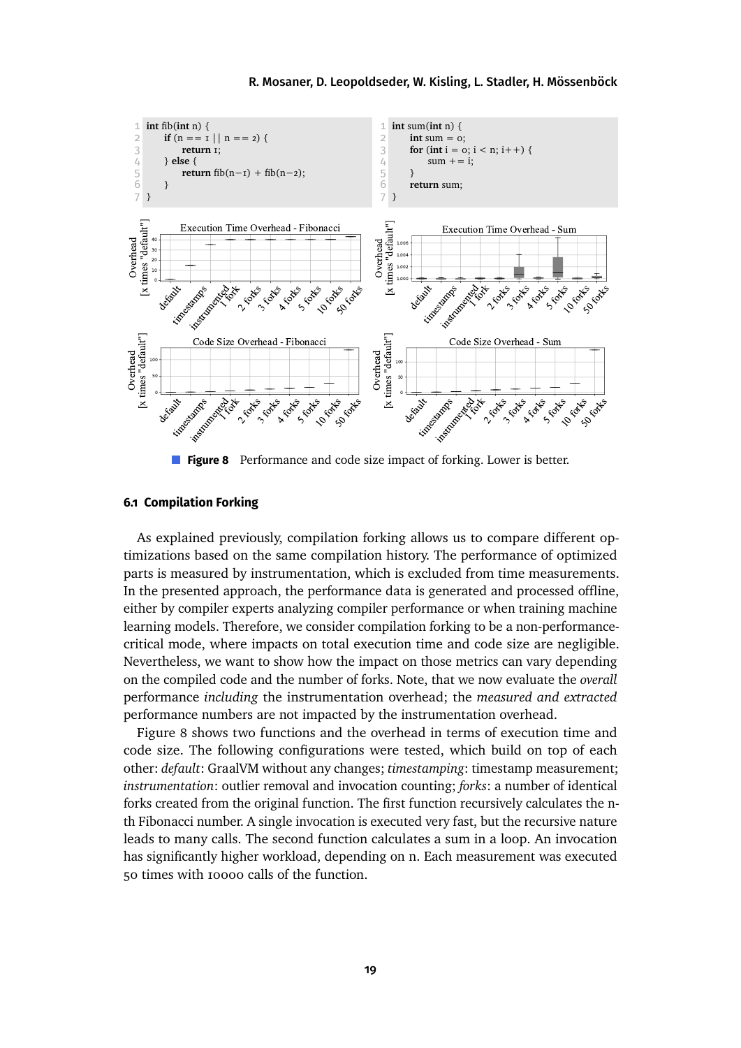```
int fib(int n) {
    if (n == 1 || n == 2) {
        return 1;
    } else {
        return fib(n-1) + fib(n-2);
    }
}
```

```
int sum(int n) {
    int sum = 0;
    for (int i = 0; i < n; i++) {
        sum += i;
    }
    return sum;
}
```

**Figure 8** Performance and code size impact of forking. Lower is better.

### 6.1 Compilation Forking

As explained previously, compilation forking allows us to compare different optimizations based on the same compilation history. The performance of optimized parts is measured by instrumentation, which is excluded from time measurements. In the presented approach, the performance data is generated and processed offline, either by compiler experts analyzing compiler performance or when training machine learning models. Therefore, we consider compilation forking to be a non-performance-critical mode, where impacts on total execution time and code size are negligible. Nevertheless, we want to show how the impact on those metrics can vary depending on the compiled code and the number of forks. Note, that we now evaluate the *overall* performance *including* the instrumentation overhead; the *measured and extracted* performance numbers are not impacted by the instrumentation overhead.

Figure 8 shows two functions and the overhead in terms of execution time and code size. The following configurations were tested, which build on top of each other: *default*: GraalVM without any changes; *timestamping*: timestamp measurement; *instrumentation*: outlier removal and invocation counting; *forks*: a number of identical forks created from the original function. The first function recursively calculates the n-th Fibonacci number. A single invocation is executed very fast, but the recursive nature leads to many calls. The second function calculates a sum in a loop. An invocation has significantly higher workload, depending on n. Each measurement was executed 50 times with 10000 calls of the function.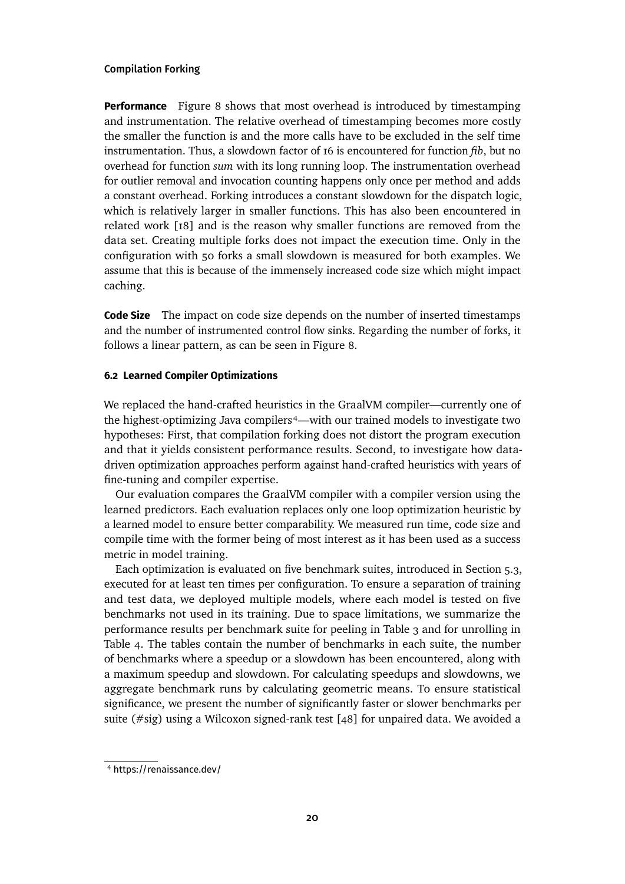**Performance** Figure 8 shows that most overhead is introduced by timestamping and instrumentation. The relative overhead of timestamping becomes more costly the smaller the function is and the more calls have to be excluded in the self time instrumentation. Thus, a slowdown factor of 16 is encountered for function *fib*, but no overhead for function *sum* with its long running loop. The instrumentation overhead for outlier removal and invocation counting happens only once per method and adds a constant overhead. Forking introduces a constant slowdown for the dispatch logic, which is relatively larger in smaller functions. This has also been encountered in related work [18] and is the reason why smaller functions are removed from the data set. Creating multiple forks does not impact the execution time. Only in the configuration with 50 forks a small slowdown is measured for both examples. We assume that this is because of the immensely increased code size which might impact caching.

**Code Size** The impact on code size depends on the number of inserted timestamps and the number of instrumented control flow sinks. Regarding the number of forks, it follows a linear pattern, as can be seen in Figure 8.

### 6.2 Learned Compiler Optimizations

We replaced the hand-crafted heuristics in the GraalVM compiler—currently one of the highest-optimizing Java compilers[4]—with our trained models to investigate two hypotheses: First, that compilation forking does not distort the program execution and that it yields consistent performance results. Second, to investigate how data-driven optimization approaches perform against hand-crafted heuristics with years of fine-tuning and compiler expertise.

Our evaluation compares the GraalVM compiler with a compiler version using the learned predictors. Each evaluation replaces only one loop optimization heuristic by a learned model to ensure better comparability. We measured run time, code size and compile time with the former being of most interest as it has been used as a success metric in model training.

Each optimization is evaluated on five benchmark suites, introduced in Section 5.3, executed for at least ten times per configuration. To ensure a separation of training and test data, we deployed multiple models, where each model is tested on five benchmarks not used in its training. Due to space limitations, we summarize the performance results per benchmark suite for peeling in Table 3 and for unrolling in Table 4. The tables contain the number of benchmarks in each suite, the number of benchmarks where a speedup or a slowdown has been encountered, along with a maximum speedup and slowdown. For calculating speedups and slowdowns, we aggregate benchmark runs by calculating geometric means. To ensure statistical significance, we present the number of significantly faster or slower benchmarks per suite (#sig) using a Wilcoxon signed-rank test [48] for unpaired data. We avoided a

[4] https://renaissance.dev/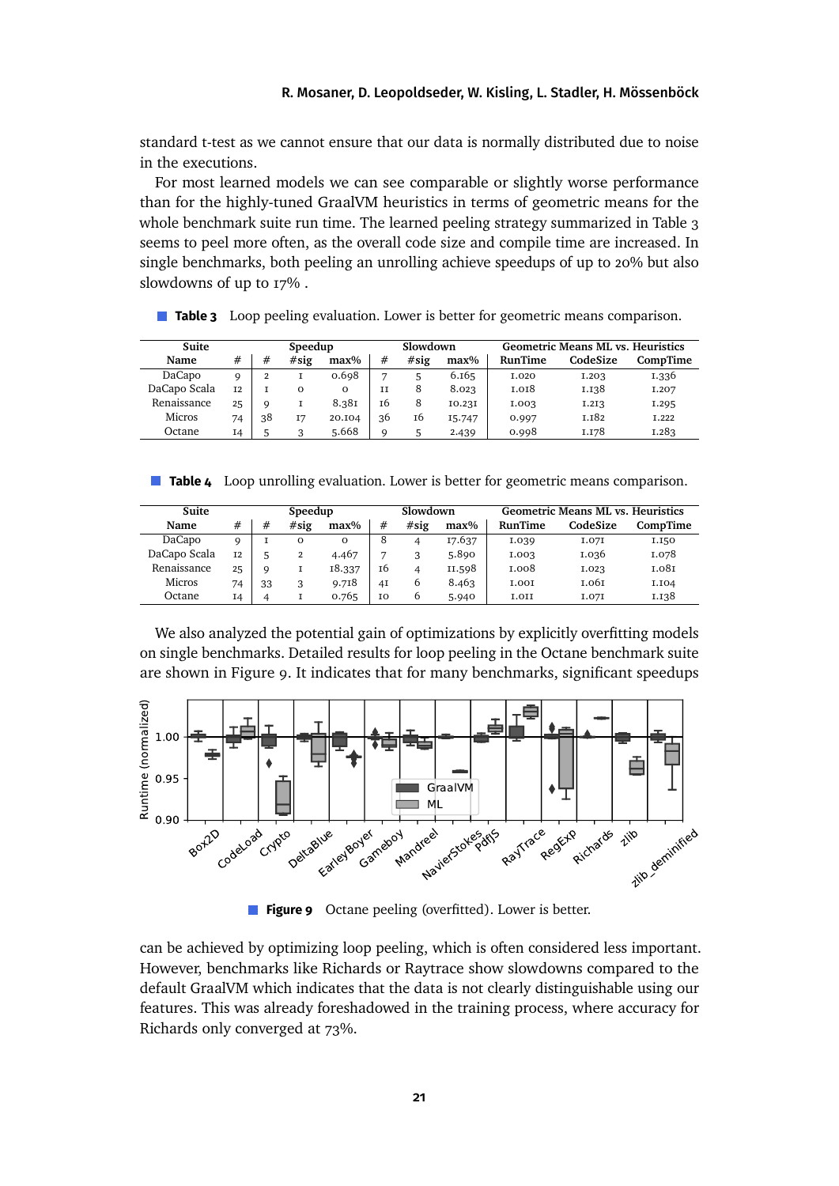standard t-test as we cannot ensure that our data is normally distributed due to noise in the executions.

For most learned models we can see comparable or slightly worse performance than for the highly-tuned GraalVM heuristics in terms of geometric means for the whole benchmark suite run time. The learned peeling strategy summarized in Table 3 seems to peel more often, as the overall code size and compile time are increased. In single benchmarks, both peeling an unrolling achieve speedups of up to 20% but also slowdowns of up to 17% .

**Table 3** Loop peeling evaluation. Lower is better for geometric means comparison.

| Suite | | Speedup | | | Slowdown | | | Geometric Means ML vs. Heuristics | | |
|---|---|---|---|---|---|---|---|---|---|---|
| Name | # | # | #sig | max% | # | #sig | max% | RunTime | CodeSize | CompTime |
| DaCapo | 9 | 2 | 1 | 0.698 | 7 | 5 | 6.165 | 1.020 | 1.203 | 1.336 |
| DaCapo Scala | 12 | 1 | 0 | 0 | 11 | 8 | 8.023 | 1.018 | 1.138 | 1.207 |
| Renaissance | 25 | 9 | 1 | 8.381 | 16 | 8 | 10.231 | 1.003 | 1.213 | 1.295 |
| Micros | 74 | 38 | 17 | 20.104 | 36 | 16 | 15.747 | 0.997 | 1.182 | 1.222 |
| Octane | 14 | 5 | 3 | 5.668 | 9 | 5 | 2.439 | 0.998 | 1.178 | 1.283 |

**Table 4** Loop unrolling evaluation. Lower is better for geometric means comparison.

| Suite | | Speedup | | | Slowdown | | | Geometric Means ML vs. Heuristics | | |
|---|---|---|---|---|---|---|---|---|---|---|
| Name | # | # | #sig | max% | # | #sig | max% | RunTime | CodeSize | CompTime |
| DaCapo | 9 | 1 | 0 | 0 | 8 | 4 | 17.637 | 1.039 | 1.071 | 1.150 |
| DaCapo Scala | 12 | 5 | 2 | 4.467 | 7 | 3 | 5.890 | 1.003 | 1.036 | 1.078 |
| Renaissance | 25 | 9 | 1 | 18.337 | 16 | 4 | 11.598 | 1.008 | 1.023 | 1.081 |
| Micros | 74 | 33 | 3 | 9.718 | 41 | 6 | 8.463 | 1.001 | 1.061 | 1.104 |
| Octane | 14 | 4 | 1 | 0.765 | 10 | 6 | 5.940 | 1.011 | 1.071 | 1.138 |

We also analyzed the potential gain of optimizations by explicitly overfitting models on single benchmarks. Detailed results for loop peeling in the Octane benchmark suite are shown in Figure 9. It indicates that for many benchmarks, significant speedups can be achieved by optimizing loop peeling, which is often considered less important. However, benchmarks like Richards or Raytrace show slowdowns compared to the default GraalVM which indicates that the data is not clearly distinguishable using our features. This was already foreshadowed in the training process, where accuracy for Richards only converged at 73%.

**Figure 9** Octane peeling (overfitted). Lower is better.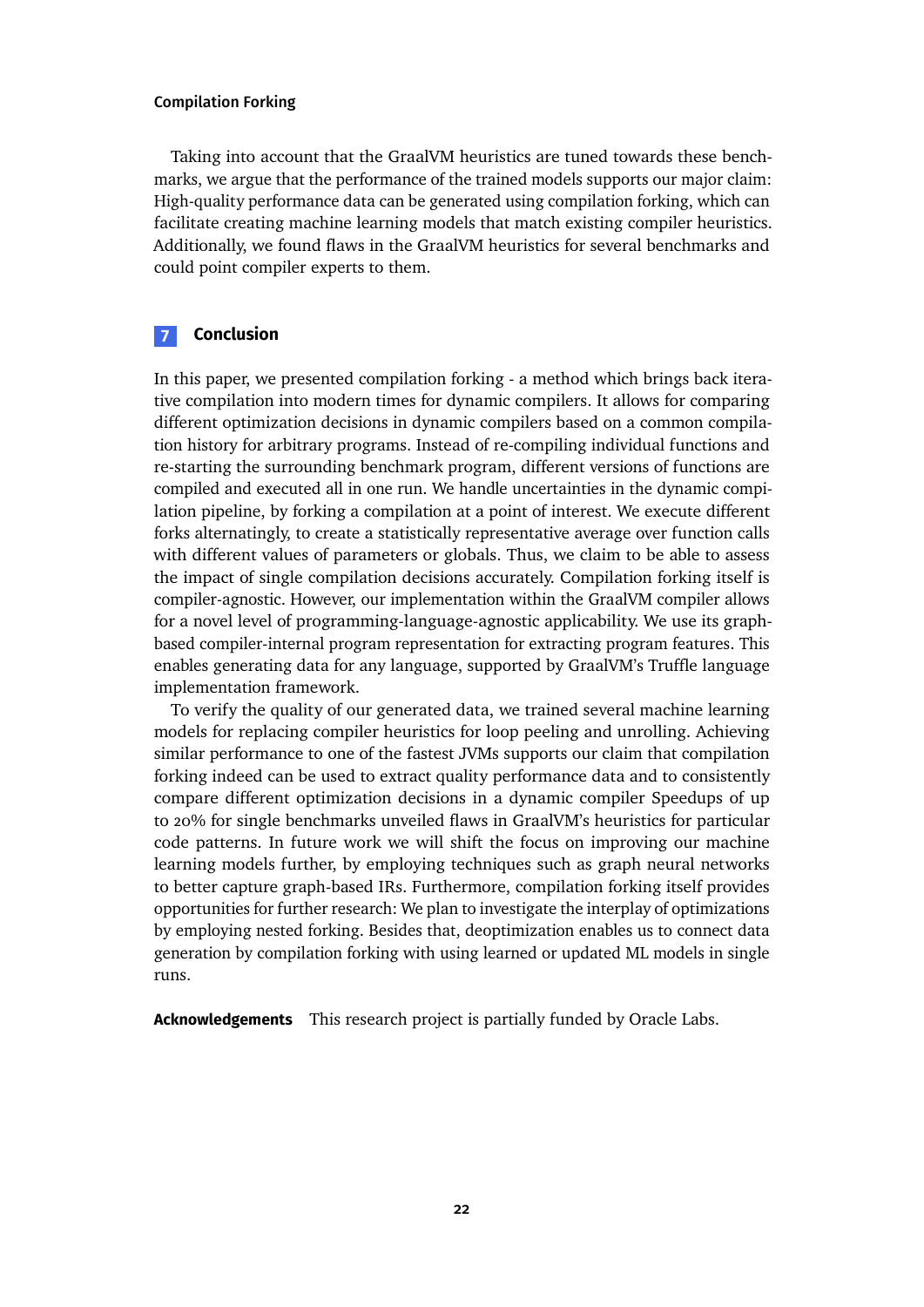Taking into account that the GraalVM heuristics are tuned towards these benchmarks, we argue that the performance of the trained models supports our major claim: High-quality performance data can be generated using compilation forking, which can facilitate creating machine learning models that match existing compiler heuristics. Additionally, we found flaws in the GraalVM heuristics for several benchmarks and could point compiler experts to them.

## 7 Conclusion

In this paper, we presented compilation forking - a method which brings back iterative compilation into modern times for dynamic compilers. It allows for comparing different optimization decisions in dynamic compilers based on a common compilation history for arbitrary programs. Instead of re-compiling individual functions and re-starting the surrounding benchmark program, different versions of functions are compiled and executed all in one run. We handle uncertainties in the dynamic compilation pipeline, by forking a compilation at a point of interest. We execute different forks alternatingly, to create a statistically representative average over function calls with different values of parameters or globals. Thus, we claim to be able to assess the impact of single compilation decisions accurately. Compilation forking itself is compiler-agnostic. However, our implementation within the GraalVM compiler allows for a novel level of programming-language-agnostic applicability. We use its graph-based compiler-internal program representation for extracting program features. This enables generating data for any language, supported by GraalVM's Truffle language implementation framework.

To verify the quality of our generated data, we trained several machine learning models for replacing compiler heuristics for loop peeling and unrolling. Achieving similar performance to one of the fastest JVMs supports our claim that compilation forking indeed can be used to extract quality performance data and to consistently compare different optimization decisions in a dynamic compiler Speedups of up to 20% for single benchmarks unveiled flaws in GraalVM's heuristics for particular code patterns. In future work we will shift the focus on improving our machine learning models further, by employing techniques such as graph neural networks to better capture graph-based IRs. Furthermore, compilation forking itself provides opportunities for further research: We plan to investigate the interplay of optimizations by employing nested forking. Besides that, deoptimization enables us to connect data generation by compilation forking with using learned or updated ML models in single runs.

**Acknowledgements** This research project is partially funded by Oracle Labs.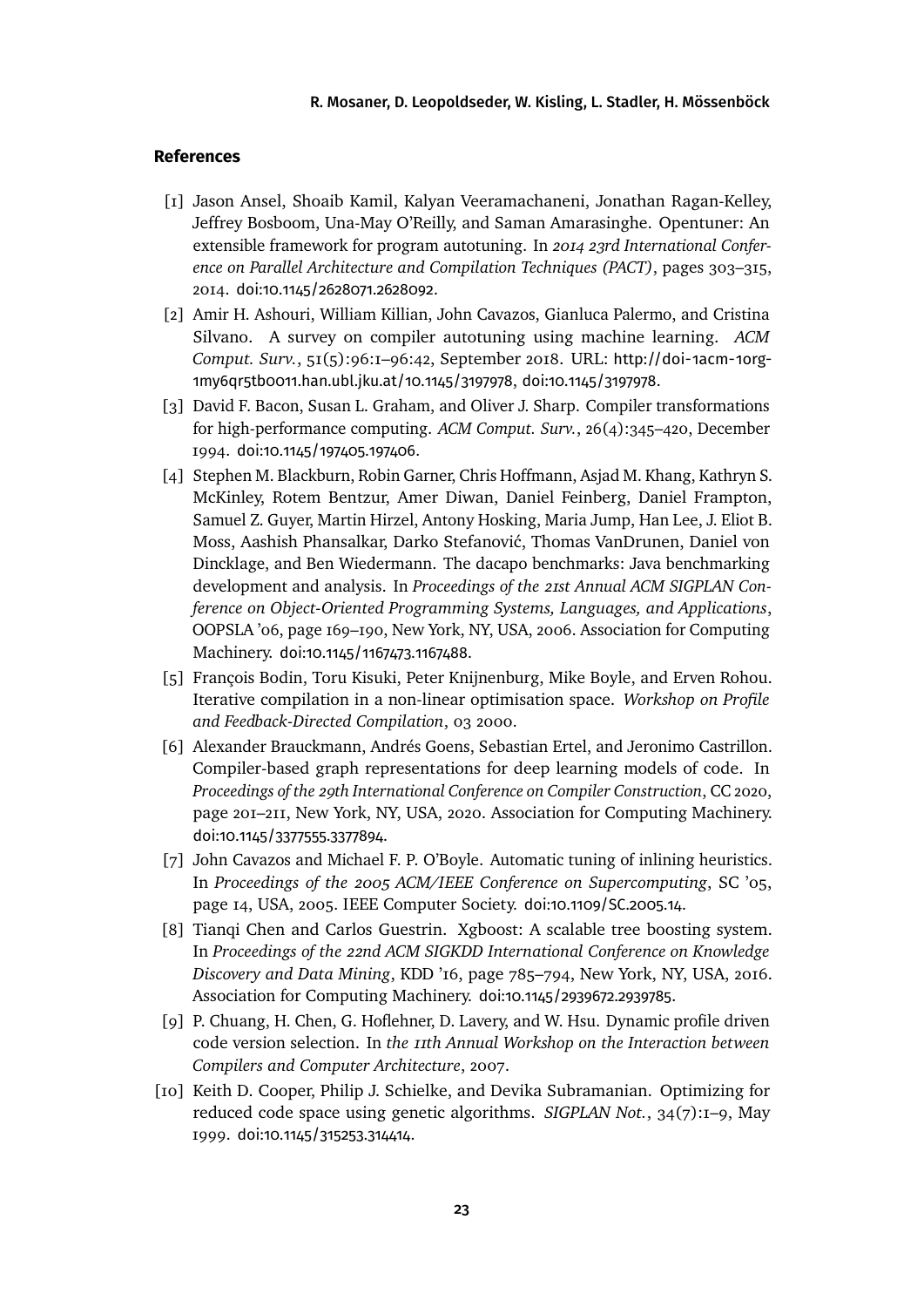## References

[1] Jason Ansel, Shoaib Kamil, Kalyan Veeramachaneni, Jonathan Ragan-Kelley, Jeffrey Bosboom, Una-May O'Reilly, and Saman Amarasinghe. Opentuner: An extensible framework for program autotuning. In *2014 23rd International Conference on Parallel Architecture and Compilation Techniques (PACT)*, pages 303–315, 2014. doi:10.1145/2628071.2628092.

[2] Amir H. Ashouri, William Killian, John Cavazos, Gianluca Palermo, and Cristina Silvano. A survey on compiler autotuning using machine learning. *ACM Comput. Surv.*, 51(5):96:1–96:42, September 2018. URL: http://doi-1acm-1org-1my6qr5tb0011.han.ubl.jku.at/10.1145/3197978, doi:10.1145/3197978.

[3] David F. Bacon, Susan L. Graham, and Oliver J. Sharp. Compiler transformations for high-performance computing. *ACM Comput. Surv.*, 26(4):345–420, December 1994. doi:10.1145/197405.197406.

[4] Stephen M. Blackburn, Robin Garner, Chris Hoffmann, Asjad M. Khang, Kathryn S. McKinley, Rotem Bentzur, Amer Diwan, Daniel Feinberg, Daniel Frampton, Samuel Z. Guyer, Martin Hirzel, Antony Hosking, Maria Jump, Han Lee, J. Eliot B. Moss, Aashish Phansalkar, Darko Stefanović, Thomas VanDrunen, Daniel von Dincklage, and Ben Wiedermann. The dacapo benchmarks: Java benchmarking development and analysis. In *Proceedings of the 21st Annual ACM SIGPLAN Conference on Object-Oriented Programming Systems, Languages, and Applications*, OOPSLA '06, page 169–190, New York, NY, USA, 2006. Association for Computing Machinery. doi:10.1145/1167473.1167488.

[5] François Bodin, Toru Kisuki, Peter Knijnenburg, Mike Boyle, and Erven Rohou. Iterative compilation in a non-linear optimisation space. *Workshop on Profile and Feedback-Directed Compilation*, 03 2000.

[6] Alexander Brauckmann, Andrés Goens, Sebastian Ertel, and Jeronimo Castrillon. Compiler-based graph representations for deep learning models of code. In *Proceedings of the 29th International Conference on Compiler Construction*, CC 2020, page 201–211, New York, NY, USA, 2020. Association for Computing Machinery. doi:10.1145/3377555.3377894.

[7] John Cavazos and Michael F. P. O'Boyle. Automatic tuning of inlining heuristics. In *Proceedings of the 2005 ACM/IEEE Conference on Supercomputing*, SC '05, page 14, USA, 2005. IEEE Computer Society. doi:10.1109/SC.2005.14.

[8] Tianqi Chen and Carlos Guestrin. Xgboost: A scalable tree boosting system. In *Proceedings of the 22nd ACM SIGKDD International Conference on Knowledge Discovery and Data Mining*, KDD '16, page 785–794, New York, NY, USA, 2016. Association for Computing Machinery. doi:10.1145/2939672.2939785.

[9] P. Chuang, H. Chen, G. Hoflehner, D. Lavery, and W. Hsu. Dynamic profile driven code version selection. In *the 11th Annual Workshop on the Interaction between Compilers and Computer Architecture*, 2007.

[10] Keith D. Cooper, Philip J. Schielke, and Devika Subramanian. Optimizing for reduced code space using genetic algorithms. *SIGPLAN Not.*, 34(7):1–9, May 1999. doi:10.1145/315253.314414.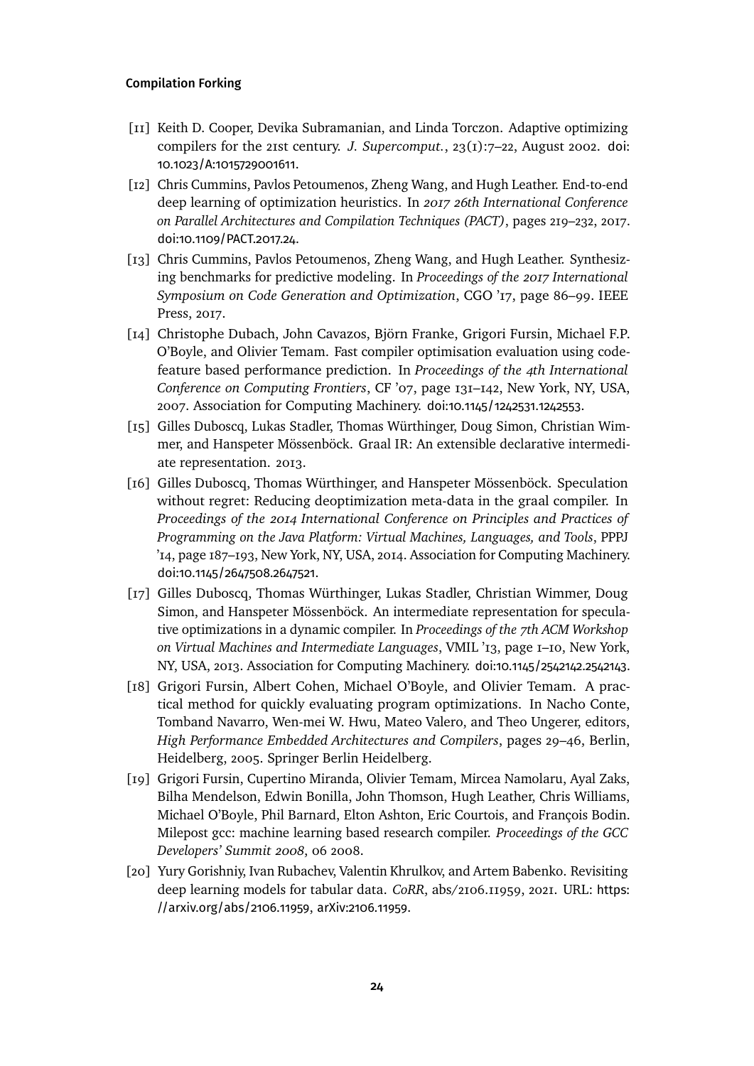[11] Keith D. Cooper, Devika Subramanian, and Linda Torczon. Adaptive optimizing compilers for the 21st century. *J. Supercomput.*, 23(1):7–22, August 2002. doi:10.1023/A:1015729001611.

[12] Chris Cummins, Pavlos Petoumenos, Zheng Wang, and Hugh Leather. End-to-end deep learning of optimization heuristics. In *2017 26th International Conference on Parallel Architectures and Compilation Techniques (PACT)*, pages 219–232, 2017. doi:10.1109/PACT.2017.24.

[13] Chris Cummins, Pavlos Petoumenos, Zheng Wang, and Hugh Leather. Synthesizing benchmarks for predictive modeling. In *Proceedings of the 2017 International Symposium on Code Generation and Optimization*, CGO '17, page 86–99. IEEE Press, 2017.

[14] Christophe Dubach, John Cavazos, Björn Franke, Grigori Fursin, Michael F.P. O'Boyle, and Olivier Temam. Fast compiler optimisation evaluation using code-feature based performance prediction. In *Proceedings of the 4th International Conference on Computing Frontiers*, CF '07, page 131–142, New York, NY, USA, 2007. Association for Computing Machinery. doi:10.1145/1242531.1242553.

[15] Gilles Duboscq, Lukas Stadler, Thomas Würthinger, Doug Simon, Christian Wimmer, and Hanspeter Mössenböck. Graal IR: An extensible declarative intermediate representation. 2013.

[16] Gilles Duboscq, Thomas Würthinger, and Hanspeter Mössenböck. Speculation without regret: Reducing deoptimization meta-data in the graal compiler. In *Proceedings of the 2014 International Conference on Principles and Practices of Programming on the Java Platform: Virtual Machines, Languages, and Tools*, PPPJ '14, page 187–193, New York, NY, USA, 2014. Association for Computing Machinery. doi:10.1145/2647508.2647521.

[17] Gilles Duboscq, Thomas Würthinger, Lukas Stadler, Christian Wimmer, Doug Simon, and Hanspeter Mössenböck. An intermediate representation for speculative optimizations in a dynamic compiler. In *Proceedings of the 7th ACM Workshop on Virtual Machines and Intermediate Languages*, VMIL '13, page 1–10, New York, NY, USA, 2013. Association for Computing Machinery. doi:10.1145/2542142.2542143.

[18] Grigori Fursin, Albert Cohen, Michael O'Boyle, and Olivier Temam. A practical method for quickly evaluating program optimizations. In Nacho Conte, Tomband Navarro, Wen-mei W. Hwu, Mateo Valero, and Theo Ungerer, editors, *High Performance Embedded Architectures and Compilers*, pages 29–46, Berlin, Heidelberg, 2005. Springer Berlin Heidelberg.

[19] Grigori Fursin, Cupertino Miranda, Olivier Temam, Mircea Namolaru, Ayal Zaks, Bilha Mendelson, Edwin Bonilla, John Thomson, Hugh Leather, Chris Williams, Michael O'Boyle, Phil Barnard, Elton Ashton, Eric Courtois, and François Bodin. Milepost gcc: machine learning based research compiler. *Proceedings of the GCC Developers' Summit 2008*, 06 2008.

[20] Yury Gorishniy, Ivan Rubachev, Valentin Khrulkov, and Artem Babenko. Revisiting deep learning models for tabular data. *CoRR*, abs/2106.11959, 2021. URL: https://arxiv.org/abs/2106.11959, arXiv:2106.11959.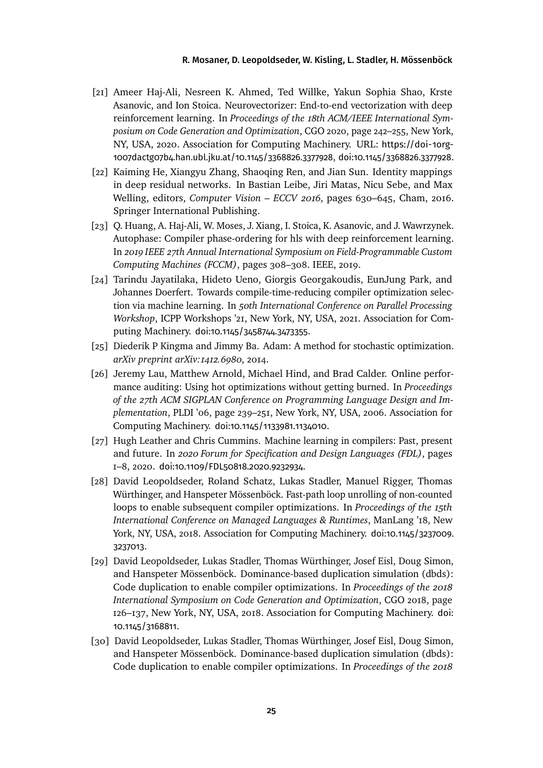[21] Ameer Haj-Ali, Nesreen K. Ahmed, Ted Willke, Yakun Sophia Shao, Krste Asanovic, and Ion Stoica. Neurovectorizer: End-to-end vectorization with deep reinforcement learning. In *Proceedings of the 18th ACM/IEEE International Symposium on Code Generation and Optimization*, CGO 2020, page 242–255, New York, NY, USA, 2020. Association for Computing Machinery. URL: https://doi-1org-1007dactg07b4.han.ubl.jku.at/10.1145/3368826.3377928, doi:10.1145/3368826.3377928.

[22] Kaiming He, Xiangyu Zhang, Shaoqing Ren, and Jian Sun. Identity mappings in deep residual networks. In Bastian Leibe, Jiri Matas, Nicu Sebe, and Max Welling, editors, *Computer Vision – ECCV 2016*, pages 630–645, Cham, 2016. Springer International Publishing.

[23] Q. Huang, A. Haj-Ali, W. Moses, J. Xiang, I. Stoica, K. Asanovic, and J. Wawrzynek. Autophase: Compiler phase-ordering for hls with deep reinforcement learning. In *2019 IEEE 27th Annual International Symposium on Field-Programmable Custom Computing Machines (FCCM)*, pages 308–308. IEEE, 2019.

[24] Tarindu Jayatilaka, Hideto Ueno, Giorgis Georgakoudis, EunJung Park, and Johannes Doerfert. Towards compile-time-reducing compiler optimization selection via machine learning. In *50th International Conference on Parallel Processing Workshop*, ICPP Workshops '21, New York, NY, USA, 2021. Association for Computing Machinery. doi:10.1145/3458744.3473355.

[25] Diederik P Kingma and Jimmy Ba. Adam: A method for stochastic optimization. *arXiv preprint arXiv:1412.6980*, 2014.

[26] Jeremy Lau, Matthew Arnold, Michael Hind, and Brad Calder. Online performance auditing: Using hot optimizations without getting burned. In *Proceedings of the 27th ACM SIGPLAN Conference on Programming Language Design and Implementation*, PLDI '06, page 239–251, New York, NY, USA, 2006. Association for Computing Machinery. doi:10.1145/1133981.1134010.

[27] Hugh Leather and Chris Cummins. Machine learning in compilers: Past, present and future. In *2020 Forum for Specification and Design Languages (FDL)*, pages 1–8, 2020. doi:10.1109/FDL50818.2020.9232934.

[28] David Leopoldseder, Roland Schatz, Lukas Stadler, Manuel Rigger, Thomas Würthinger, and Hanspeter Mössenböck. Fast-path loop unrolling of non-counted loops to enable subsequent compiler optimizations. In *Proceedings of the 15th International Conference on Managed Languages & Runtimes*, ManLang '18, New York, NY, USA, 2018. Association for Computing Machinery. doi:10.1145/3237009.3237013.

[29] David Leopoldseder, Lukas Stadler, Thomas Würthinger, Josef Eisl, Doug Simon, and Hanspeter Mössenböck. Dominance-based duplication simulation (dbds): Code duplication to enable compiler optimizations. In *Proceedings of the 2018 International Symposium on Code Generation and Optimization*, CGO 2018, page 126–137, New York, NY, USA, 2018. Association for Computing Machinery. doi:10.1145/3168811.

[30] David Leopoldseder, Lukas Stadler, Thomas Würthinger, Josef Eisl, Doug Simon, and Hanspeter Mössenböck. Dominance-based duplication simulation (dbds): Code duplication to enable compiler optimizations. In *Proceedings of the 2018*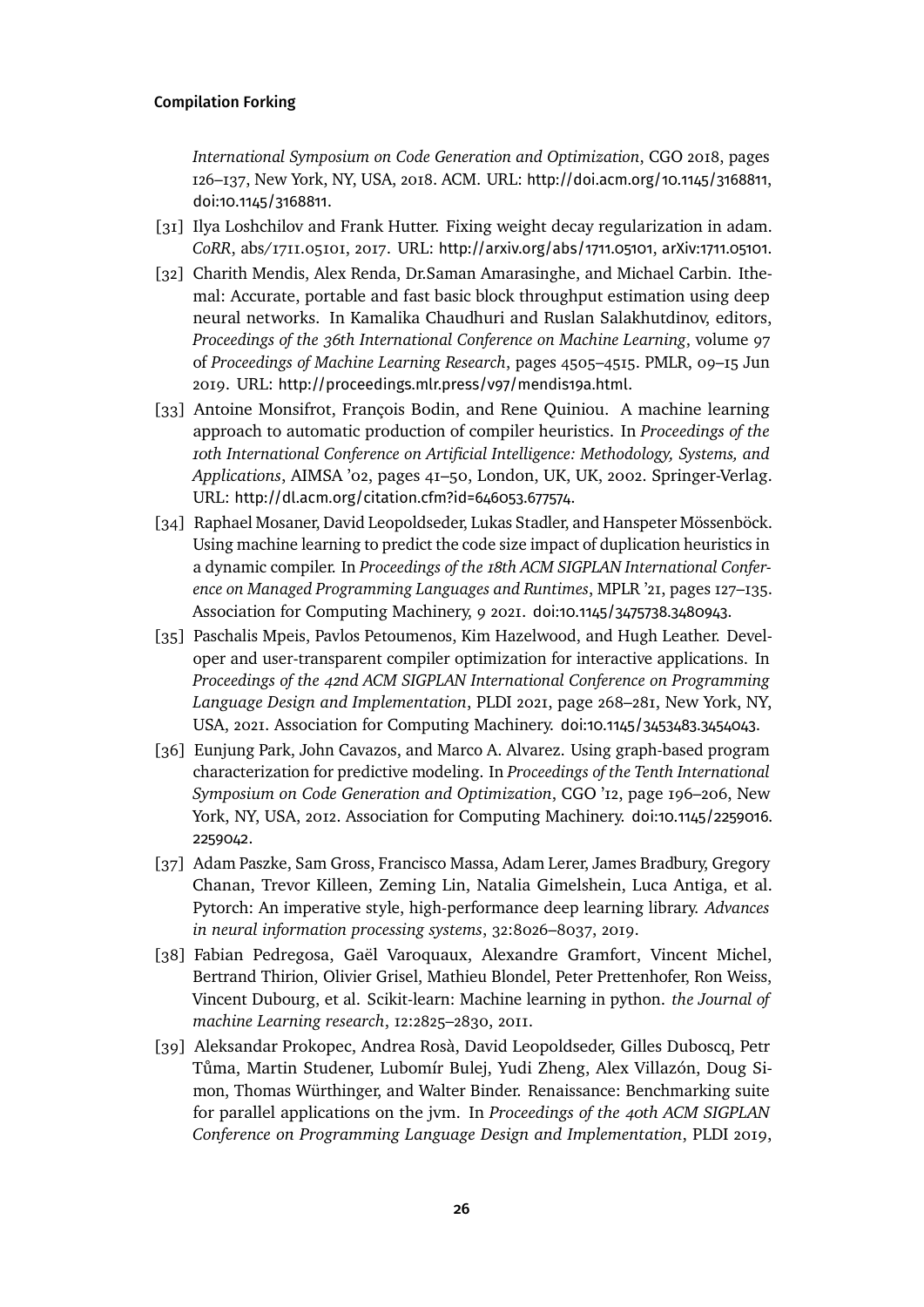*International Symposium on Code Generation and Optimization*, CGO 2018, pages 126–137, New York, NY, USA, 2018. ACM. URL: http://doi.acm.org/10.1145/3168811, doi:10.1145/3168811.

[31] Ilya Loshchilov and Frank Hutter. Fixing weight decay regularization in adam. *CoRR*, abs/1711.05101, 2017. URL: http://arxiv.org/abs/1711.05101, arXiv:1711.05101.

[32] Charith Mendis, Alex Renda, Dr.Saman Amarasinghe, and Michael Carbin. Ithemal: Accurate, portable and fast basic block throughput estimation using deep neural networks. In Kamalika Chaudhuri and Ruslan Salakhutdinov, editors, *Proceedings of the 36th International Conference on Machine Learning*, volume 97 of *Proceedings of Machine Learning Research*, pages 4505–4515. PMLR, 09–15 Jun 2019. URL: http://proceedings.mlr.press/v97/mendis19a.html.

[33] Antoine Monsifrot, François Bodin, and Rene Quiniou. A machine learning approach to automatic production of compiler heuristics. In *Proceedings of the 10th International Conference on Artificial Intelligence: Methodology, Systems, and Applications*, AIMSA '02, pages 41–50, London, UK, UK, 2002. Springer-Verlag. URL: http://dl.acm.org/citation.cfm?id=646053.677574.

[34] Raphael Mosaner, David Leopoldseder, Lukas Stadler, and Hanspeter Mössenböck. Using machine learning to predict the code size impact of duplication heuristics in a dynamic compiler. In *Proceedings of the 18th ACM SIGPLAN International Conference on Managed Programming Languages and Runtimes*, MPLR '21, pages 127–135. Association for Computing Machinery, 9 2021. doi:10.1145/3475738.3480943.

[35] Paschalis Mpeis, Pavlos Petoumenos, Kim Hazelwood, and Hugh Leather. Developer and user-transparent compiler optimization for interactive applications. In *Proceedings of the 42nd ACM SIGPLAN International Conference on Programming Language Design and Implementation*, PLDI 2021, page 268–281, New York, NY, USA, 2021. Association for Computing Machinery. doi:10.1145/3453483.3454043.

[36] Eunjung Park, John Cavazos, and Marco A. Alvarez. Using graph-based program characterization for predictive modeling. In *Proceedings of the Tenth International Symposium on Code Generation and Optimization*, CGO '12, page 196–206, New York, NY, USA, 2012. Association for Computing Machinery. doi:10.1145/2259016.2259042.

[37] Adam Paszke, Sam Gross, Francisco Massa, Adam Lerer, James Bradbury, Gregory Chanan, Trevor Killeen, Zeming Lin, Natalia Gimelshein, Luca Antiga, et al. Pytorch: An imperative style, high-performance deep learning library. *Advances in neural information processing systems*, 32:8026–8037, 2019.

[38] Fabian Pedregosa, Gaël Varoquaux, Alexandre Gramfort, Vincent Michel, Bertrand Thirion, Olivier Grisel, Mathieu Blondel, Peter Prettenhofer, Ron Weiss, Vincent Dubourg, et al. Scikit-learn: Machine learning in python. *the Journal of machine Learning research*, 12:2825–2830, 2011.

[39] Aleksandar Prokopec, Andrea Rosà, David Leopoldseder, Gilles Duboscq, Petr Tůma, Martin Studener, Lubomír Bulej, Yudi Zheng, Alex Villazón, Doug Simon, Thomas Würthinger, and Walter Binder. Renaissance: Benchmarking suite for parallel applications on the jvm. In *Proceedings of the 40th ACM SIGPLAN Conference on Programming Language Design and Implementation*, PLDI 2019,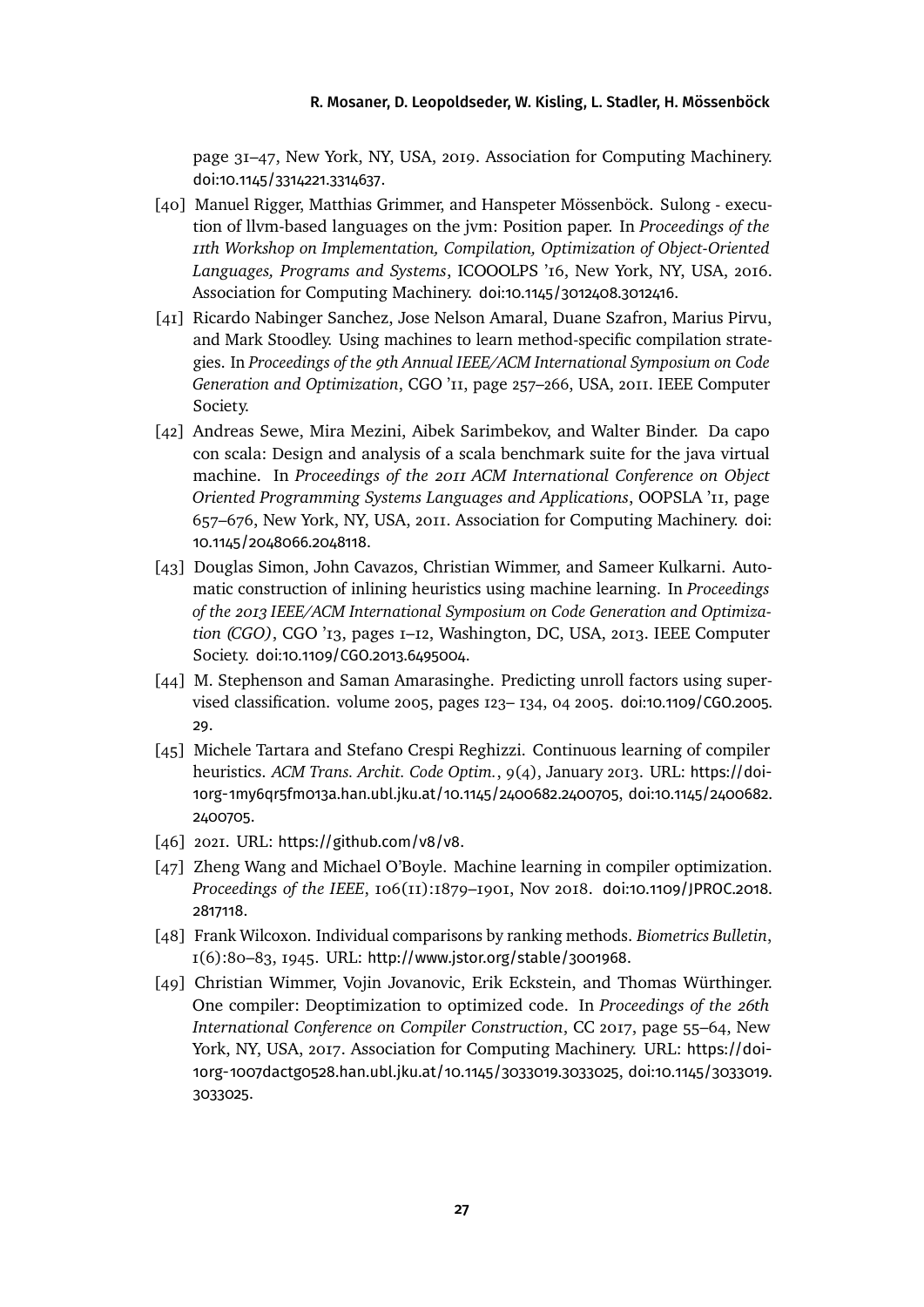page 31–47, New York, NY, USA, 2019. Association for Computing Machinery. doi:10.1145/3314221.3314637.

[40] Manuel Rigger, Matthias Grimmer, and Hanspeter Mössenböck. Sulong - execution of llvm-based languages on the jvm: Position paper. In *Proceedings of the 11th Workshop on Implementation, Compilation, Optimization of Object-Oriented Languages, Programs and Systems*, ICOOOLPS '16, New York, NY, USA, 2016. Association for Computing Machinery. doi:10.1145/3012408.3012416.

[41] Ricardo Nabinger Sanchez, Jose Nelson Amaral, Duane Szafron, Marius Pirvu, and Mark Stoodley. Using machines to learn method-specific compilation strategies. In *Proceedings of the 9th Annual IEEE/ACM International Symposium on Code Generation and Optimization*, CGO '11, page 257–266, USA, 2011. IEEE Computer Society.

[42] Andreas Sewe, Mira Mezini, Aibek Sarimbekov, and Walter Binder. Da capo con scala: Design and analysis of a scala benchmark suite for the java virtual machine. In *Proceedings of the 2011 ACM International Conference on Object Oriented Programming Systems Languages and Applications*, OOPSLA '11, page 657–676, New York, NY, USA, 2011. Association for Computing Machinery. doi:10.1145/2048066.2048118.

[43] Douglas Simon, John Cavazos, Christian Wimmer, and Sameer Kulkarni. Automatic construction of inlining heuristics using machine learning. In *Proceedings of the 2013 IEEE/ACM International Symposium on Code Generation and Optimization (CGO)*, CGO '13, pages 1–12, Washington, DC, USA, 2013. IEEE Computer Society. doi:10.1109/CGO.2013.6495004.

[44] M. Stephenson and Saman Amarasinghe. Predicting unroll factors using supervised classification. volume 2005, pages 123– 134, 04 2005. doi:10.1109/CGO.2005.29.

[45] Michele Tartara and Stefano Crespi Reghizzi. Continuous learning of compiler heuristics. *ACM Trans. Archit. Code Optim.*, 9(4), January 2013. URL: https://doi-1org-1my6qr5fm013a.han.ubl.jku.at/10.1145/2400682.2400705, doi:10.1145/2400682.2400705.

[46] 2021. URL: https://github.com/v8/v8.

[47] Zheng Wang and Michael O'Boyle. Machine learning in compiler optimization. *Proceedings of the IEEE*, 106(11):1879–1901, Nov 2018. doi:10.1109/JPROC.2018.2817118.

[48] Frank Wilcoxon. Individual comparisons by ranking methods. *Biometrics Bulletin*, 1(6):80–83, 1945. URL: http://www.jstor.org/stable/3001968.

[49] Christian Wimmer, Vojin Jovanovic, Erik Eckstein, and Thomas Würthinger. One compiler: Deoptimization to optimized code. In *Proceedings of the 26th International Conference on Compiler Construction*, CC 2017, page 55–64, New York, NY, USA, 2017. Association for Computing Machinery. URL: https://doi-1org-1007dactg0528.han.ubl.jku.at/10.1145/3033019.3033025, doi:10.1145/3033019.3033025.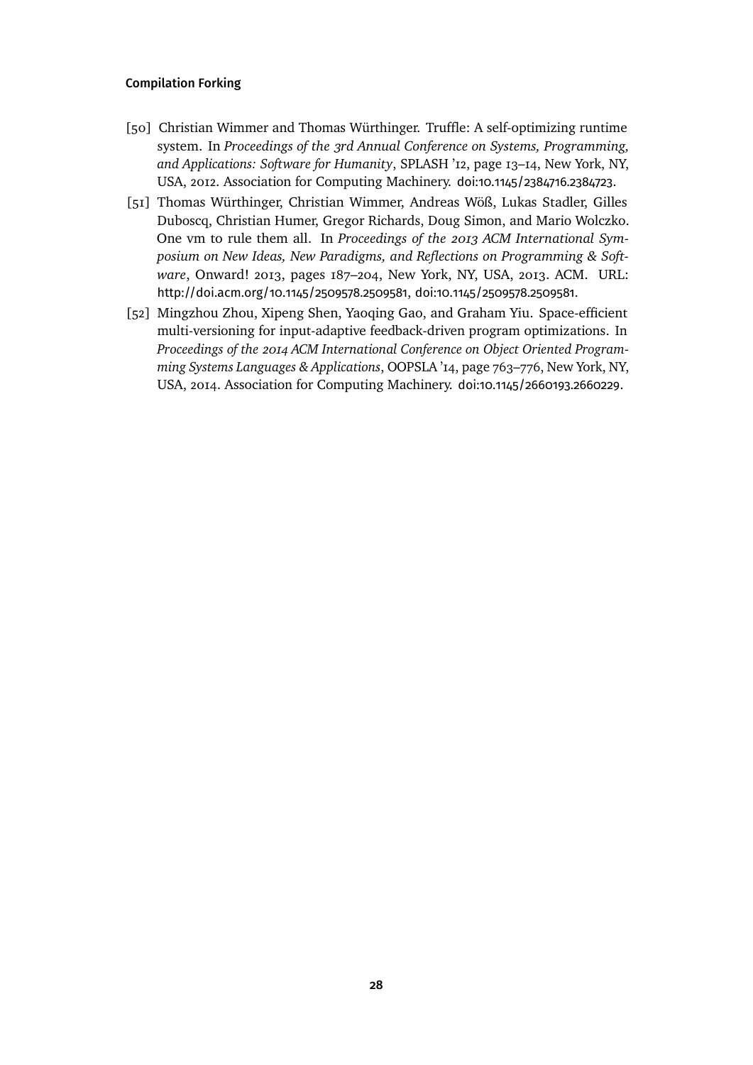[50] Christian Wimmer and Thomas Würthinger. Truffle: A self-optimizing runtime system. In *Proceedings of the 3rd Annual Conference on Systems, Programming, and Applications: Software for Humanity*, SPLASH '12, page 13–14, New York, NY, USA, 2012. Association for Computing Machinery. doi:10.1145/2384716.2384723.

[51] Thomas Würthinger, Christian Wimmer, Andreas Wöß, Lukas Stadler, Gilles Duboscq, Christian Humer, Gregor Richards, Doug Simon, and Mario Wolczko. One vm to rule them all. In *Proceedings of the 2013 ACM International Symposium on New Ideas, New Paradigms, and Reflections on Programming & Software*, Onward! 2013, pages 187–204, New York, NY, USA, 2013. ACM. URL: http://doi.acm.org/10.1145/2509578.2509581, doi:10.1145/2509578.2509581.

[52] Mingzhou Zhou, Xipeng Shen, Yaoqing Gao, and Graham Yiu. Space-efficient multi-versioning for input-adaptive feedback-driven program optimizations. In *Proceedings of the 2014 ACM International Conference on Object Oriented Programming Systems Languages & Applications*, OOPSLA '14, page 763–776, New York, NY, USA, 2014. Association for Computing Machinery. doi:10.1145/2660193.2660229.